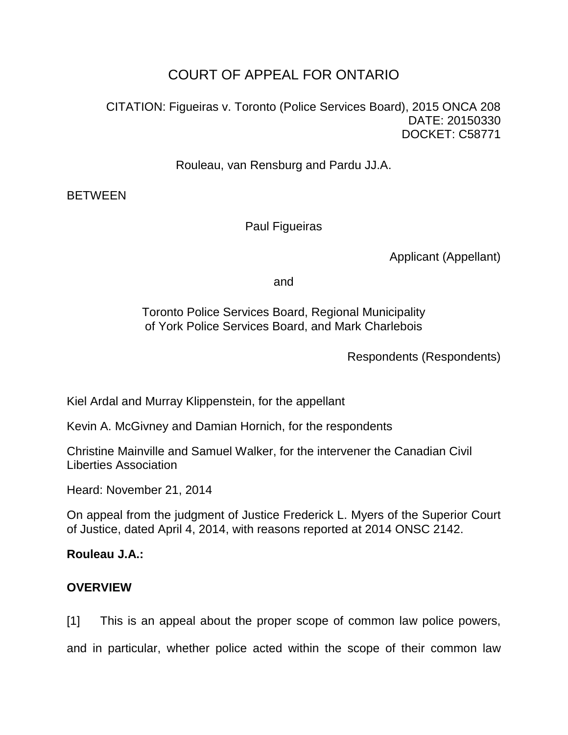# COURT OF APPEAL FOR ONTARIO

CITATION: Figueiras v. Toronto (Police Services Board), 2015 ONCA 208
DATE: 20150330
DOCKET: C58771

Rouleau, van Rensburg and Pardu JJ.A.

BETWEEN

Paul Figueiras

Applicant (Appellant)

and

Toronto Police Services Board, Regional Municipality of York Police Services Board, and Mark Charlebois

Respondents (Respondents)

Kiel Ardal and Murray Klippenstein, for the appellant

Kevin A. McGivney and Damian Hornich, for the respondents

Christine Mainville and Samuel Walker, for the intervener the Canadian Civil Liberties Association

Heard: November 21, 2014

On appeal from the judgment of Justice Frederick L. Myers of the Superior Court of Justice, dated April 4, 2014, with reasons reported at 2014 ONSC 2142.

**Rouleau J.A.:**

## OVERVIEW

[1] This is an appeal about the proper scope of common law police powers, and in particular, whether police acted within the scope of their common law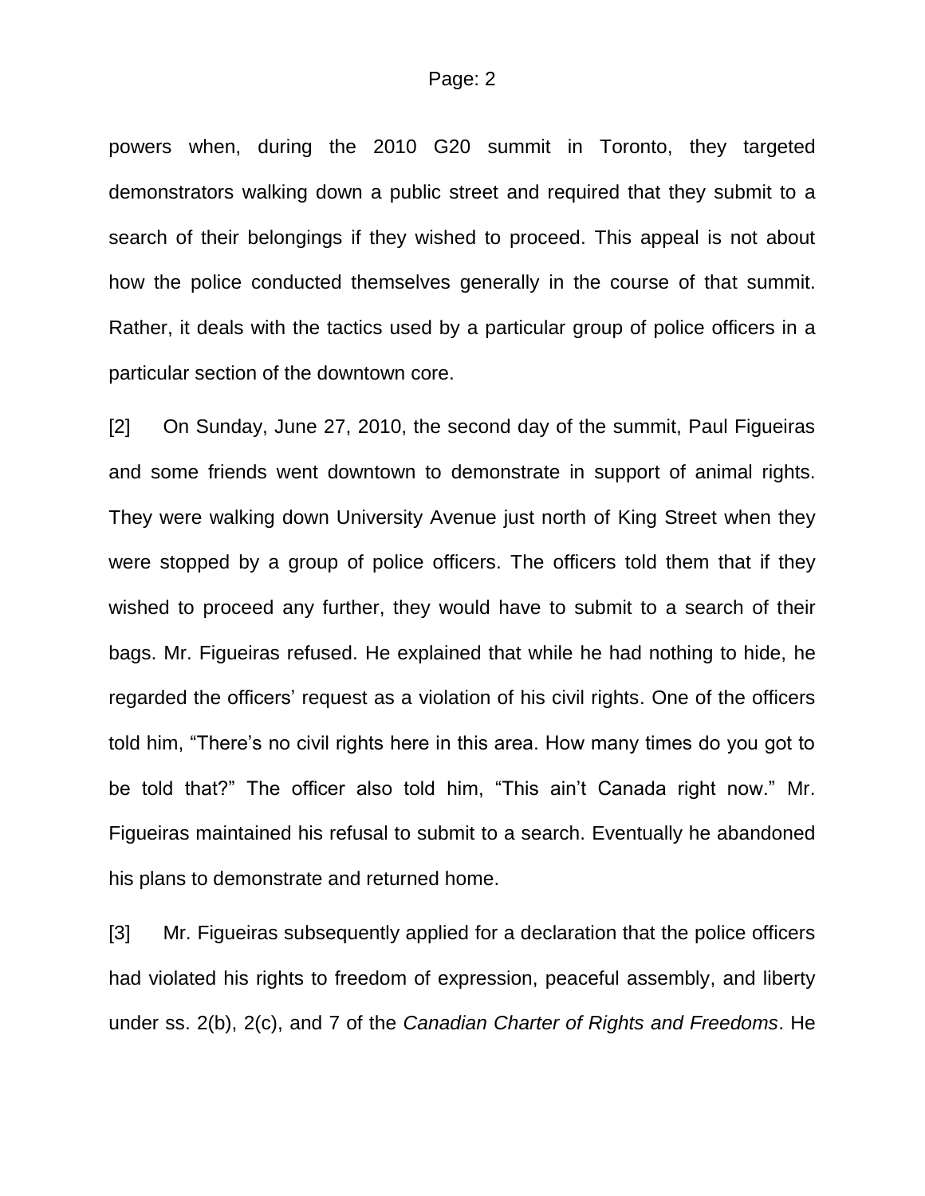powers when, during the 2010 G20 summit in Toronto, they targeted demonstrators walking down a public street and required that they submit to a search of their belongings if they wished to proceed. This appeal is not about how the police conducted themselves generally in the course of that summit. Rather, it deals with the tactics used by a particular group of police officers in a particular section of the downtown core.

[2] On Sunday, June 27, 2010, the second day of the summit, Paul Figueiras and some friends went downtown to demonstrate in support of animal rights. They were walking down University Avenue just north of King Street when they were stopped by a group of police officers. The officers told them that if they wished to proceed any further, they would have to submit to a search of their bags. Mr. Figueiras refused. He explained that while he had nothing to hide, he regarded the officers' request as a violation of his civil rights. One of the officers told him, "There's no civil rights here in this area. How many times do you got to be told that?" The officer also told him, "This ain't Canada right now." Mr. Figueiras maintained his refusal to submit to a search. Eventually he abandoned his plans to demonstrate and returned home.

[3] Mr. Figueiras subsequently applied for a declaration that the police officers had violated his rights to freedom of expression, peaceful assembly, and liberty under ss. 2(b), 2(c), and 7 of the *Canadian Charter of Rights and Freedoms*. He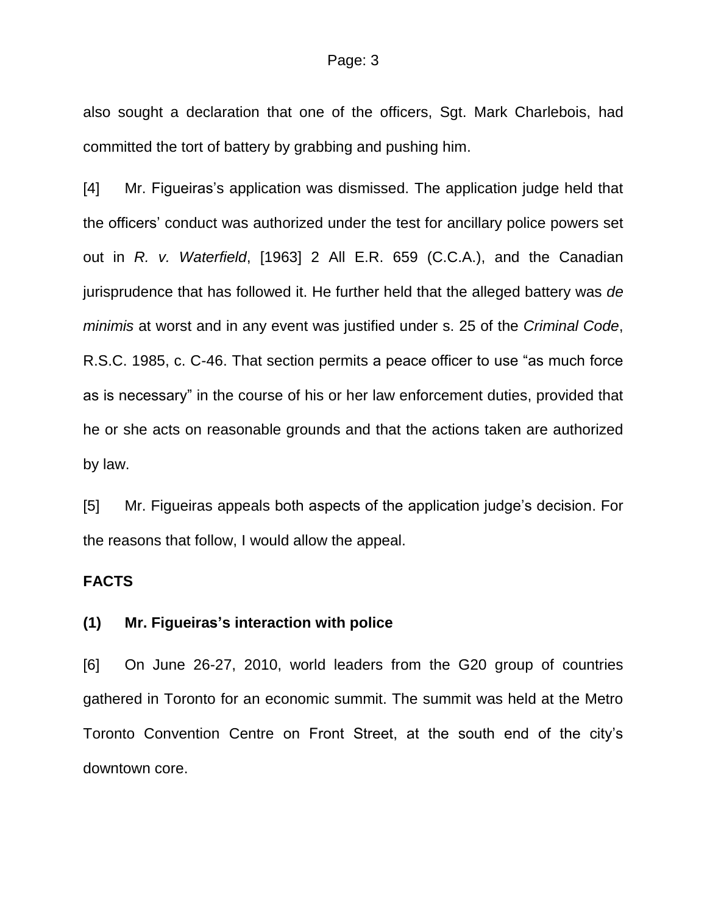also sought a declaration that one of the officers, Sgt. Mark Charlebois, had committed the tort of battery by grabbing and pushing him.

[4] Mr. Figueiras's application was dismissed. The application judge held that the officers' conduct was authorized under the test for ancillary police powers set out in *R. v. Waterfield*, [1963] 2 All E.R. 659 (C.C.A.), and the Canadian jurisprudence that has followed it. He further held that the alleged battery was *de minimis* at worst and in any event was justified under s. 25 of the *Criminal Code*, R.S.C. 1985, c. C-46. That section permits a peace officer to use "as much force as is necessary" in the course of his or her law enforcement duties, provided that he or she acts on reasonable grounds and that the actions taken are authorized by law.

[5] Mr. Figueiras appeals both aspects of the application judge's decision. For the reasons that follow, I would allow the appeal.

## FACTS

### (1) Mr. Figueiras's interaction with police

[6] On June 26-27, 2010, world leaders from the G20 group of countries gathered in Toronto for an economic summit. The summit was held at the Metro Toronto Convention Centre on Front Street, at the south end of the city's downtown core.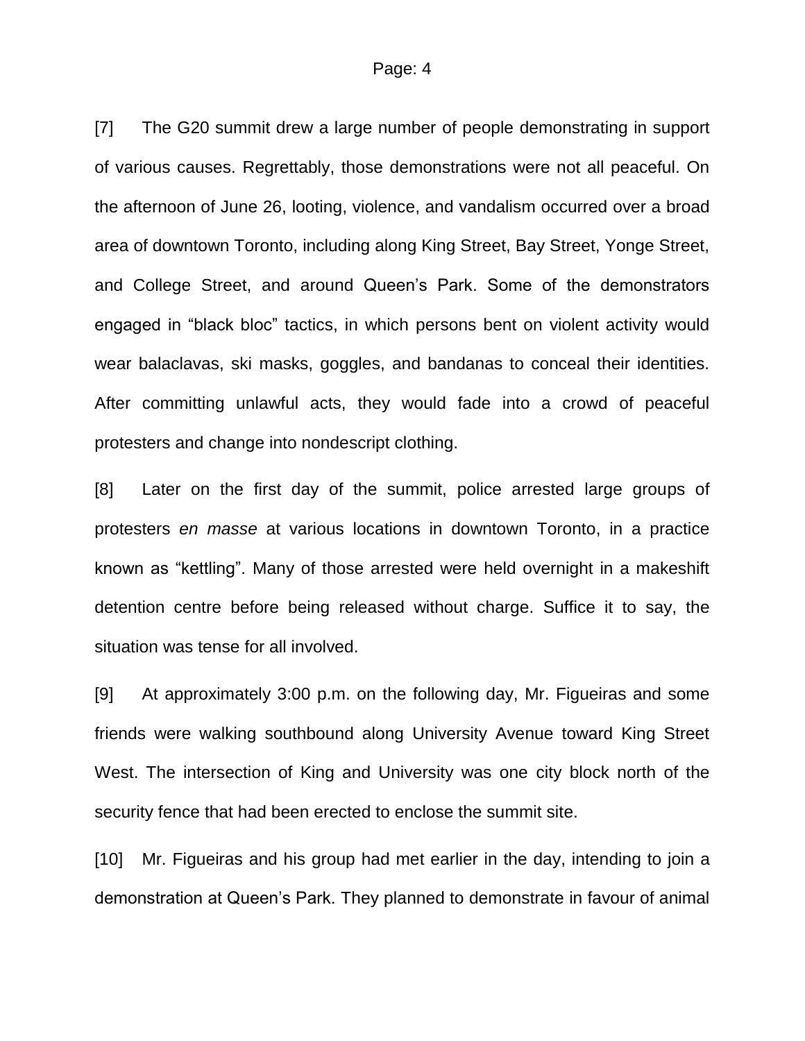[7] The G20 summit drew a large number of people demonstrating in support of various causes. Regrettably, those demonstrations were not all peaceful. On the afternoon of June 26, looting, violence, and vandalism occurred over a broad area of downtown Toronto, including along King Street, Bay Street, Yonge Street, and College Street, and around Queen's Park. Some of the demonstrators engaged in "black bloc" tactics, in which persons bent on violent activity would wear balaclavas, ski masks, goggles, and bandanas to conceal their identities. After committing unlawful acts, they would fade into a crowd of peaceful protesters and change into nondescript clothing.

[8] Later on the first day of the summit, police arrested large groups of protesters *en masse* at various locations in downtown Toronto, in a practice known as "kettling". Many of those arrested were held overnight in a makeshift detention centre before being released without charge. Suffice it to say, the situation was tense for all involved.

[9] At approximately 3:00 p.m. on the following day, Mr. Figueiras and some friends were walking southbound along University Avenue toward King Street West. The intersection of King and University was one city block north of the security fence that had been erected to enclose the summit site.

[10] Mr. Figueiras and his group had met earlier in the day, intending to join a demonstration at Queen's Park. They planned to demonstrate in favour of animal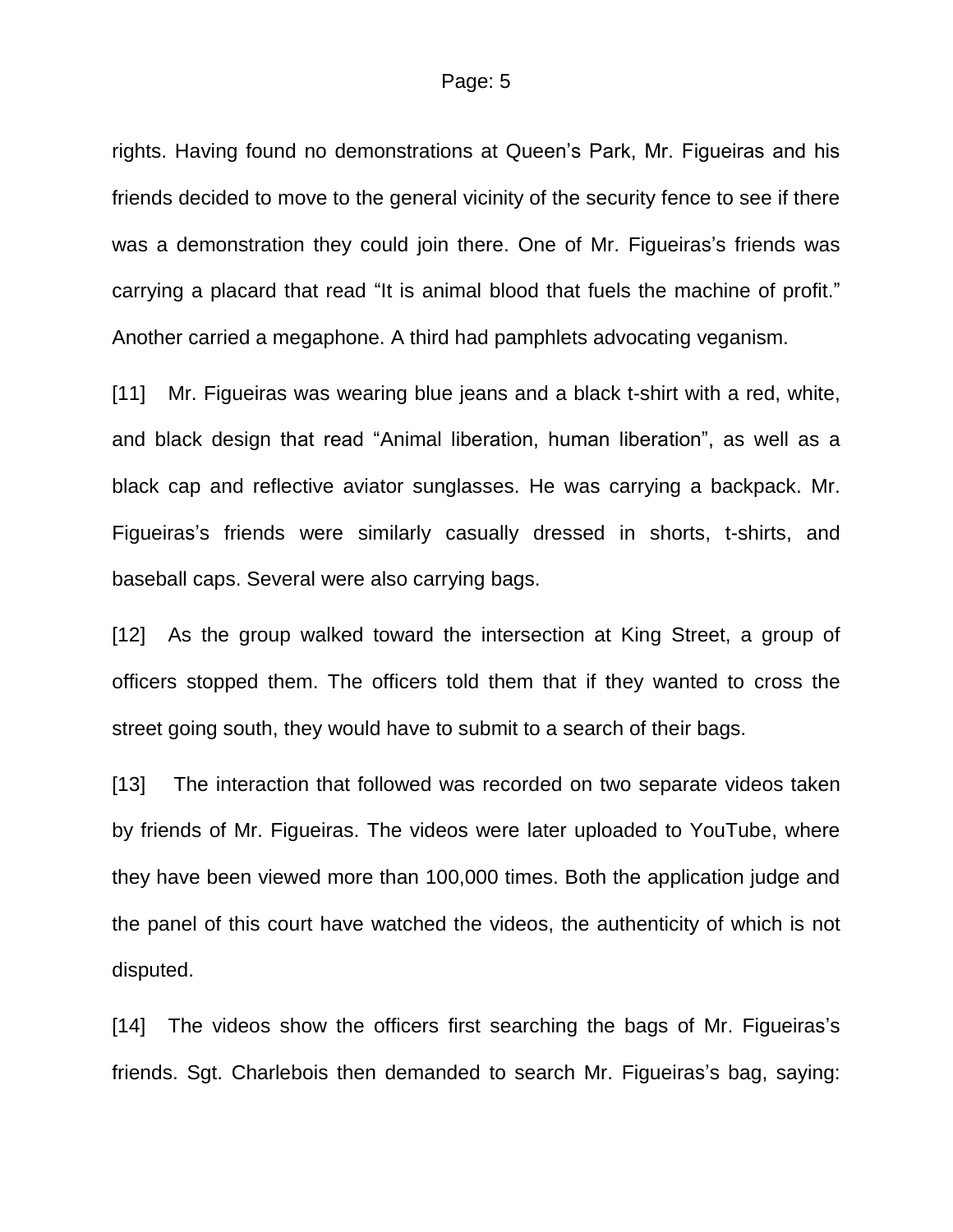rights. Having found no demonstrations at Queen's Park, Mr. Figueiras and his friends decided to move to the general vicinity of the security fence to see if there was a demonstration they could join there. One of Mr. Figueiras's friends was carrying a placard that read "It is animal blood that fuels the machine of profit." Another carried a megaphone. A third had pamphlets advocating veganism.

[11] Mr. Figueiras was wearing blue jeans and a black t-shirt with a red, white, and black design that read "Animal liberation, human liberation", as well as a black cap and reflective aviator sunglasses. He was carrying a backpack. Mr. Figueiras's friends were similarly casually dressed in shorts, t-shirts, and baseball caps. Several were also carrying bags.

[12] As the group walked toward the intersection at King Street, a group of officers stopped them. The officers told them that if they wanted to cross the street going south, they would have to submit to a search of their bags.

[13] The interaction that followed was recorded on two separate videos taken by friends of Mr. Figueiras. The videos were later uploaded to YouTube, where they have been viewed more than 100,000 times. Both the application judge and the panel of this court have watched the videos, the authenticity of which is not disputed.

[14] The videos show the officers first searching the bags of Mr. Figueiras's friends. Sgt. Charlebois then demanded to search Mr. Figueiras's bag, saying: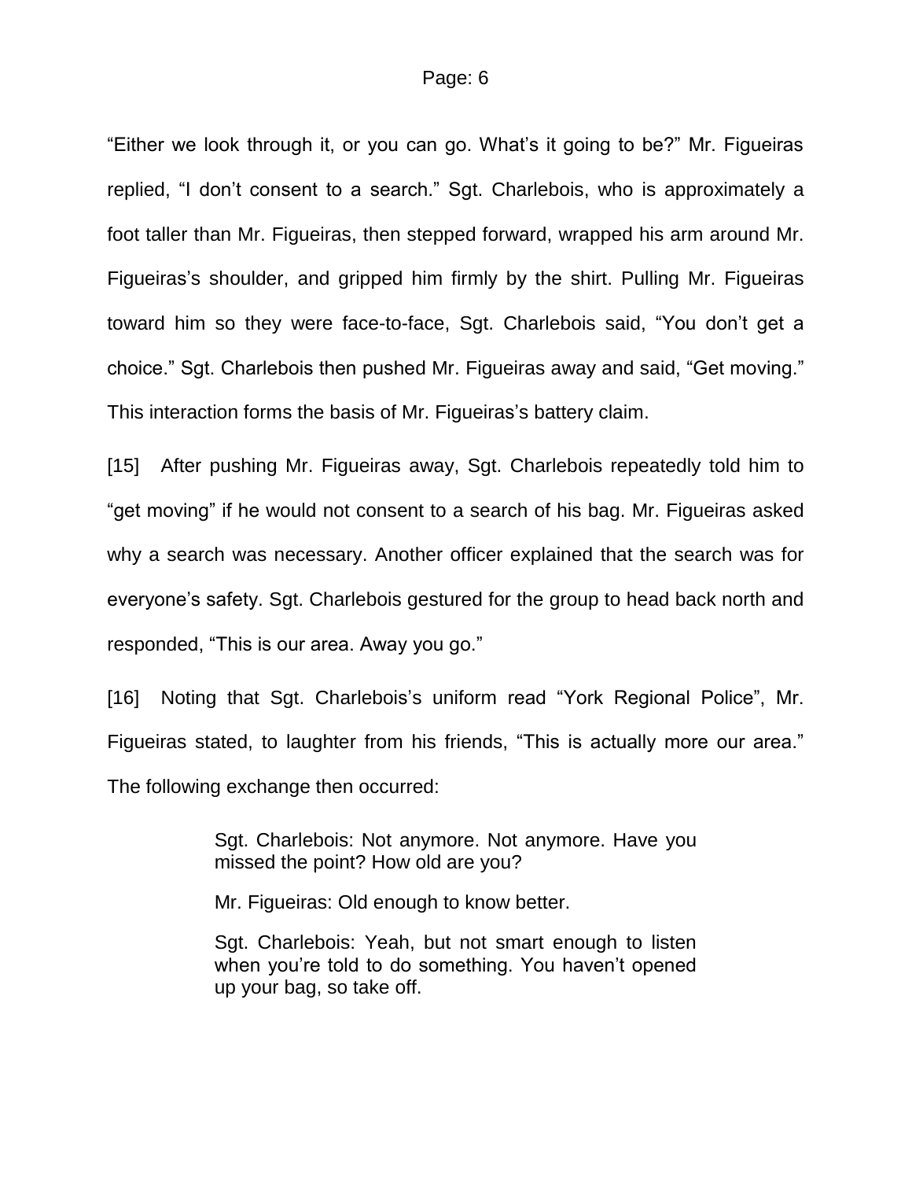"Either we look through it, or you can go. What's it going to be?" Mr. Figueiras replied, "I don't consent to a search." Sgt. Charlebois, who is approximately a foot taller than Mr. Figueiras, then stepped forward, wrapped his arm around Mr. Figueiras's shoulder, and gripped him firmly by the shirt. Pulling Mr. Figueiras toward him so they were face-to-face, Sgt. Charlebois said, "You don't get a choice." Sgt. Charlebois then pushed Mr. Figueiras away and said, "Get moving." This interaction forms the basis of Mr. Figueiras's battery claim.

[15] After pushing Mr. Figueiras away, Sgt. Charlebois repeatedly told him to "get moving" if he would not consent to a search of his bag. Mr. Figueiras asked why a search was necessary. Another officer explained that the search was for everyone's safety. Sgt. Charlebois gestured for the group to head back north and responded, "This is our area. Away you go."

[16] Noting that Sgt. Charlebois's uniform read "York Regional Police", Mr. Figueiras stated, to laughter from his friends, "This is actually more our area." The following exchange then occurred:

> Sgt. Charlebois: Not anymore. Not anymore. Have you missed the point? How old are you?
>
> Mr. Figueiras: Old enough to know better.
>
> Sgt. Charlebois: Yeah, but not smart enough to listen when you're told to do something. You haven't opened up your bag, so take off.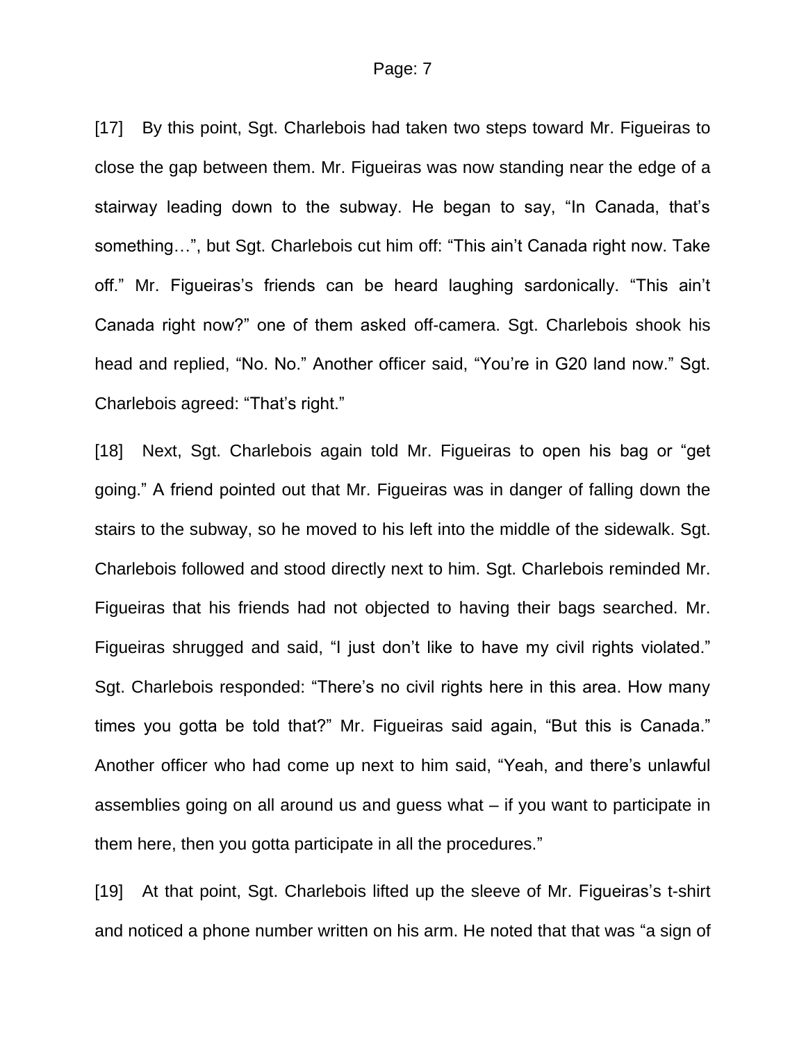[17] By this point, Sgt. Charlebois had taken two steps toward Mr. Figueiras to close the gap between them. Mr. Figueiras was now standing near the edge of a stairway leading down to the subway. He began to say, “In Canada, that’s something…”, but Sgt. Charlebois cut him off: “This ain’t Canada right now. Take off.” Mr. Figueiras’s friends can be heard laughing sardonically. “This ain’t Canada right now?” one of them asked off-camera. Sgt. Charlebois shook his head and replied, “No. No.” Another officer said, “You’re in G20 land now.” Sgt. Charlebois agreed: “That’s right.”

[18] Next, Sgt. Charlebois again told Mr. Figueiras to open his bag or “get going.” A friend pointed out that Mr. Figueiras was in danger of falling down the stairs to the subway, so he moved to his left into the middle of the sidewalk. Sgt. Charlebois followed and stood directly next to him. Sgt. Charlebois reminded Mr. Figueiras that his friends had not objected to having their bags searched. Mr. Figueiras shrugged and said, “I just don’t like to have my civil rights violated.” Sgt. Charlebois responded: “There’s no civil rights here in this area. How many times you gotta be told that?” Mr. Figueiras said again, “But this is Canada.” Another officer who had come up next to him said, “Yeah, and there’s unlawful assemblies going on all around us and guess what – if you want to participate in them here, then you gotta participate in all the procedures.”

[19] At that point, Sgt. Charlebois lifted up the sleeve of Mr. Figueiras’s t-shirt and noticed a phone number written on his arm. He noted that that was “a sign of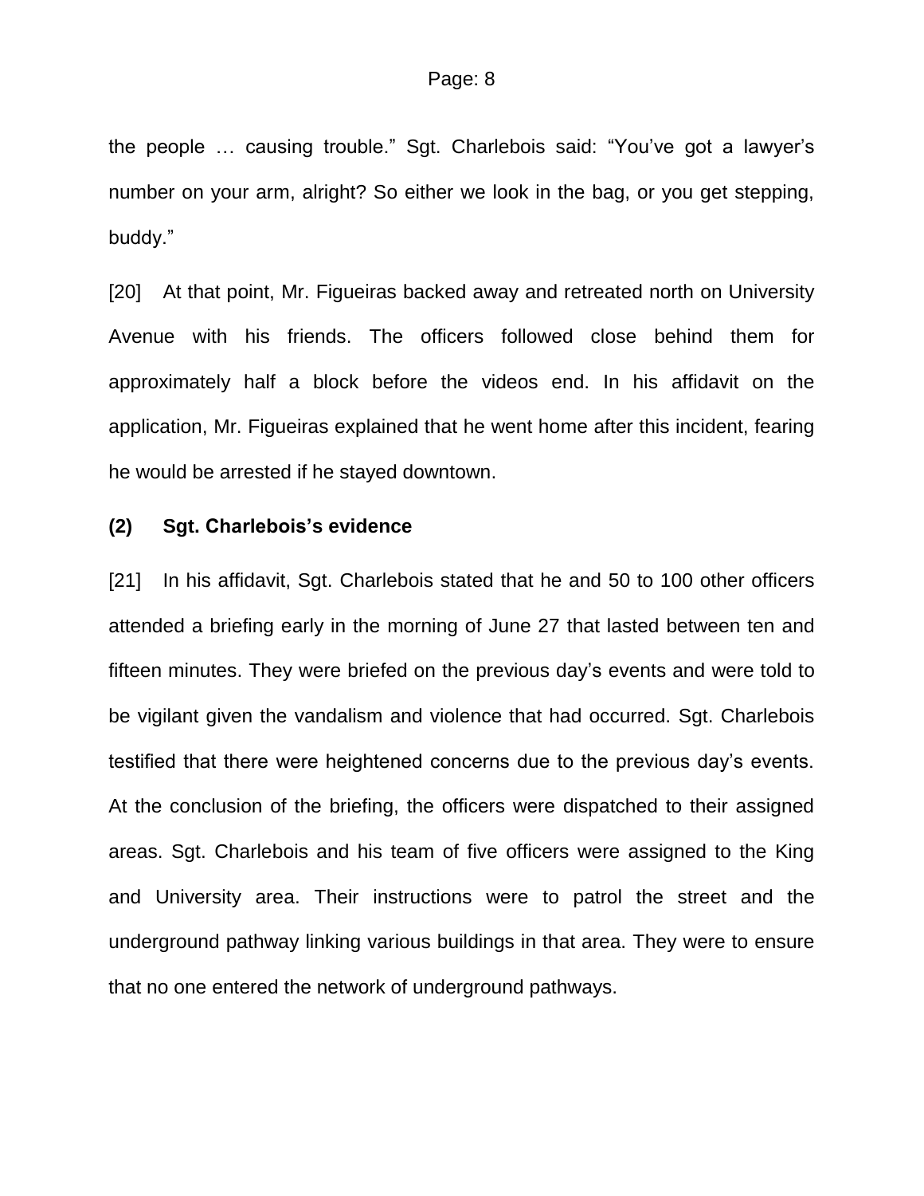the people … causing trouble." Sgt. Charlebois said: "You've got a lawyer's number on your arm, alright? So either we look in the bag, or you get stepping, buddy."

[20] At that point, Mr. Figueiras backed away and retreated north on University Avenue with his friends. The officers followed close behind them for approximately half a block before the videos end. In his affidavit on the application, Mr. Figueiras explained that he went home after this incident, fearing he would be arrested if he stayed downtown.

**(2) Sgt. Charlebois's evidence**

[21] In his affidavit, Sgt. Charlebois stated that he and 50 to 100 other officers attended a briefing early in the morning of June 27 that lasted between ten and fifteen minutes. They were briefed on the previous day's events and were told to be vigilant given the vandalism and violence that had occurred. Sgt. Charlebois testified that there were heightened concerns due to the previous day's events. At the conclusion of the briefing, the officers were dispatched to their assigned areas. Sgt. Charlebois and his team of five officers were assigned to the King and University area. Their instructions were to patrol the street and the underground pathway linking various buildings in that area. They were to ensure that no one entered the network of underground pathways.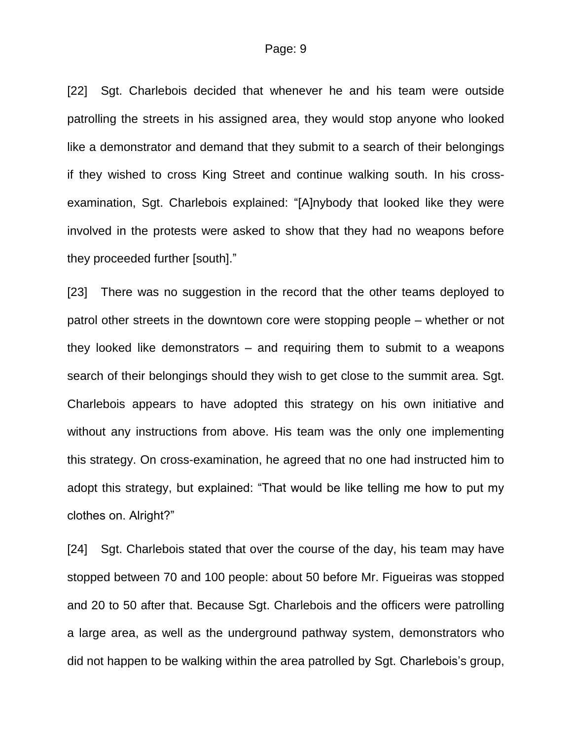[22] Sgt. Charlebois decided that whenever he and his team were outside patrolling the streets in his assigned area, they would stop anyone who looked like a demonstrator and demand that they submit to a search of their belongings if they wished to cross King Street and continue walking south. In his cross-examination, Sgt. Charlebois explained: "[A]nybody that looked like they were involved in the protests were asked to show that they had no weapons before they proceeded further [south]."

[23] There was no suggestion in the record that the other teams deployed to patrol other streets in the downtown core were stopping people – whether or not they looked like demonstrators – and requiring them to submit to a weapons search of their belongings should they wish to get close to the summit area. Sgt. Charlebois appears to have adopted this strategy on his own initiative and without any instructions from above. His team was the only one implementing this strategy. On cross-examination, he agreed that no one had instructed him to adopt this strategy, but explained: "That would be like telling me how to put my clothes on. Alright?"

[24] Sgt. Charlebois stated that over the course of the day, his team may have stopped between 70 and 100 people: about 50 before Mr. Figueiras was stopped and 20 to 50 after that. Because Sgt. Charlebois and the officers were patrolling a large area, as well as the underground pathway system, demonstrators who did not happen to be walking within the area patrolled by Sgt. Charlebois's group,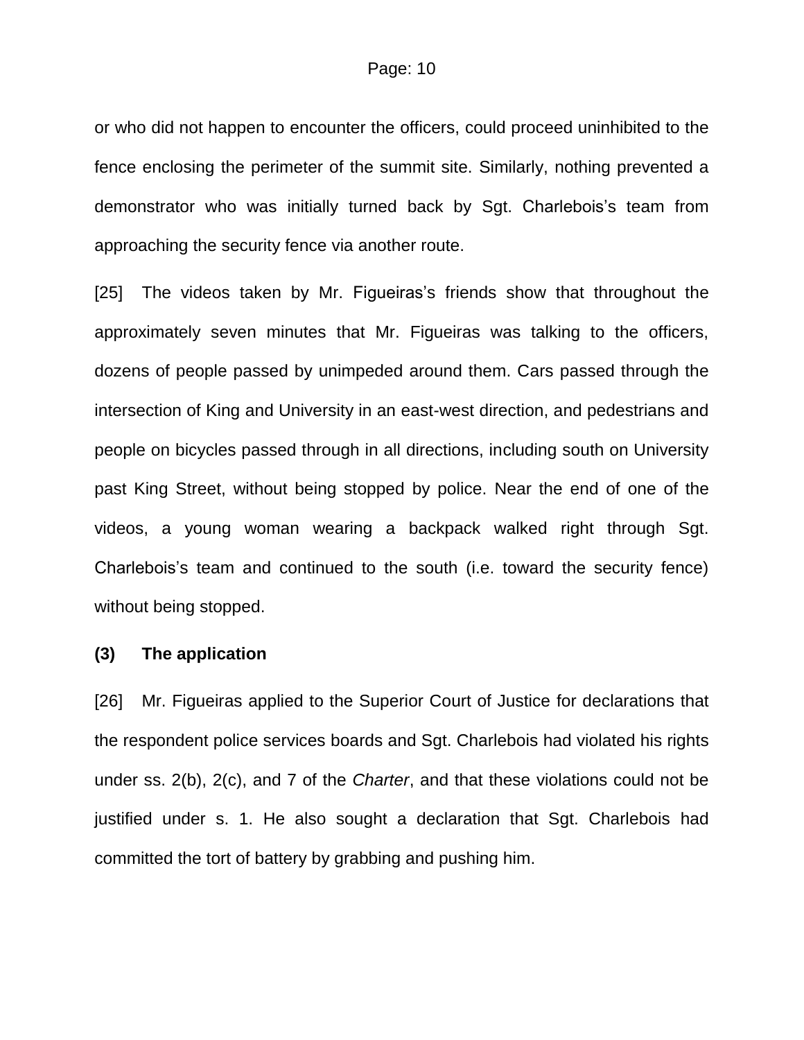or who did not happen to encounter the officers, could proceed uninhibited to the fence enclosing the perimeter of the summit site. Similarly, nothing prevented a demonstrator who was initially turned back by Sgt. Charlebois's team from approaching the security fence via another route.

[25] The videos taken by Mr. Figueiras's friends show that throughout the approximately seven minutes that Mr. Figueiras was talking to the officers, dozens of people passed by unimpeded around them. Cars passed through the intersection of King and University in an east-west direction, and pedestrians and people on bicycles passed through in all directions, including south on University past King Street, without being stopped by police. Near the end of one of the videos, a young woman wearing a backpack walked right through Sgt. Charlebois's team and continued to the south (i.e. toward the security fence) without being stopped.

### (3) The application

[26] Mr. Figueiras applied to the Superior Court of Justice for declarations that the respondent police services boards and Sgt. Charlebois had violated his rights under ss. 2(b), 2(c), and 7 of the *Charter*, and that these violations could not be justified under s. 1. He also sought a declaration that Sgt. Charlebois had committed the tort of battery by grabbing and pushing him.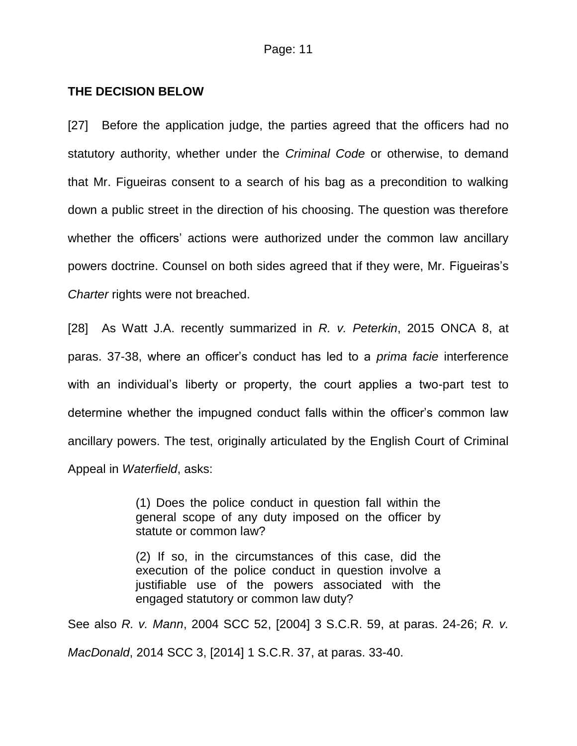**THE DECISION BELOW**

[27] Before the application judge, the parties agreed that the officers had no statutory authority, whether under the *Criminal Code* or otherwise, to demand that Mr. Figueiras consent to a search of his bag as a precondition to walking down a public street in the direction of his choosing. The question was therefore whether the officers' actions were authorized under the common law ancillary powers doctrine. Counsel on both sides agreed that if they were, Mr. Figueiras's *Charter* rights were not breached.

[28] As Watt J.A. recently summarized in *R. v. Peterkin*, 2015 ONCA 8, at paras. 37-38, where an officer's conduct has led to a *prima facie* interference with an individual's liberty or property, the court applies a two-part test to determine whether the impugned conduct falls within the officer's common law ancillary powers. The test, originally articulated by the English Court of Criminal Appeal in *Waterfield*, asks:

> (1) Does the police conduct in question fall within the general scope of any duty imposed on the officer by statute or common law?
>
> (2) If so, in the circumstances of this case, did the execution of the police conduct in question involve a justifiable use of the powers associated with the engaged statutory or common law duty?

See also *R. v. Mann*, 2004 SCC 52, [2004] 3 S.C.R. 59, at paras. 24-26; *R. v. MacDonald*, 2014 SCC 3, [2014] 1 S.C.R. 37, at paras. 33-40.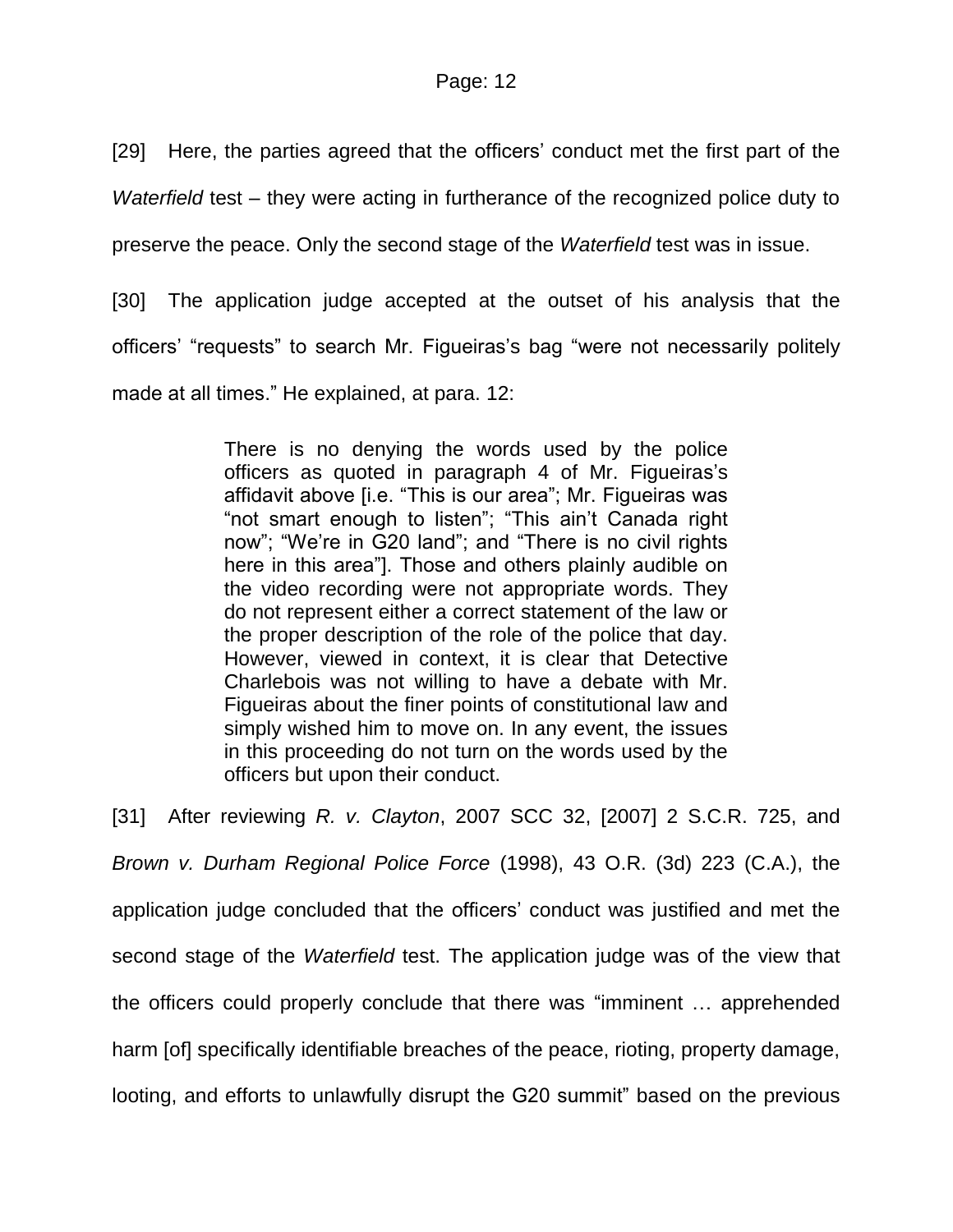[29] Here, the parties agreed that the officers' conduct met the first part of the *Waterfield* test – they were acting in furtherance of the recognized police duty to preserve the peace. Only the second stage of the *Waterfield* test was in issue.

[30] The application judge accepted at the outset of his analysis that the officers' "requests" to search Mr. Figueiras's bag "were not necessarily politely made at all times." He explained, at para. 12:

> There is no denying the words used by the police officers as quoted in paragraph 4 of Mr. Figueiras's affidavit above [i.e. "This is our area"; Mr. Figueiras was "not smart enough to listen"; "This ain't Canada right now"; "We're in G20 land"; and "There is no civil rights here in this area"]. Those and others plainly audible on the video recording were not appropriate words. They do not represent either a correct statement of the law or the proper description of the role of the police that day. However, viewed in context, it is clear that Detective Charlebois was not willing to have a debate with Mr. Figueiras about the finer points of constitutional law and simply wished him to move on. In any event, the issues in this proceeding do not turn on the words used by the officers but upon their conduct.

[31] After reviewing *R. v. Clayton*, 2007 SCC 32, [2007] 2 S.C.R. 725, and *Brown v. Durham Regional Police Force* (1998), 43 O.R. (3d) 223 (C.A.), the application judge concluded that the officers' conduct was justified and met the second stage of the *Waterfield* test. The application judge was of the view that the officers could properly conclude that there was "imminent … apprehended harm [of] specifically identifiable breaches of the peace, rioting, property damage, looting, and efforts to unlawfully disrupt the G20 summit" based on the previous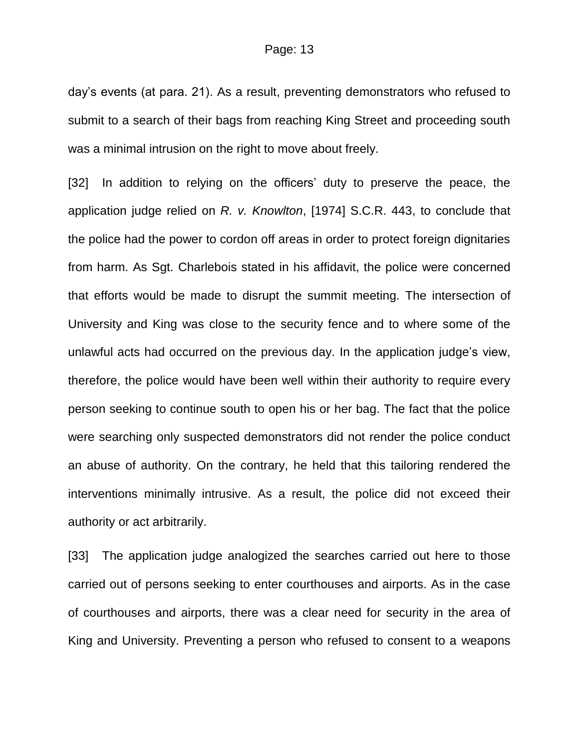day's events (at para. 21). As a result, preventing demonstrators who refused to submit to a search of their bags from reaching King Street and proceeding south was a minimal intrusion on the right to move about freely.

[32] In addition to relying on the officers' duty to preserve the peace, the application judge relied on *R. v. Knowlton*, [1974] S.C.R. 443, to conclude that the police had the power to cordon off areas in order to protect foreign dignitaries from harm. As Sgt. Charlebois stated in his affidavit, the police were concerned that efforts would be made to disrupt the summit meeting. The intersection of University and King was close to the security fence and to where some of the unlawful acts had occurred on the previous day. In the application judge's view, therefore, the police would have been well within their authority to require every person seeking to continue south to open his or her bag. The fact that the police were searching only suspected demonstrators did not render the police conduct an abuse of authority. On the contrary, he held that this tailoring rendered the interventions minimally intrusive. As a result, the police did not exceed their authority or act arbitrarily.

[33] The application judge analogized the searches carried out here to those carried out of persons seeking to enter courthouses and airports. As in the case of courthouses and airports, there was a clear need for security in the area of King and University. Preventing a person who refused to consent to a weapons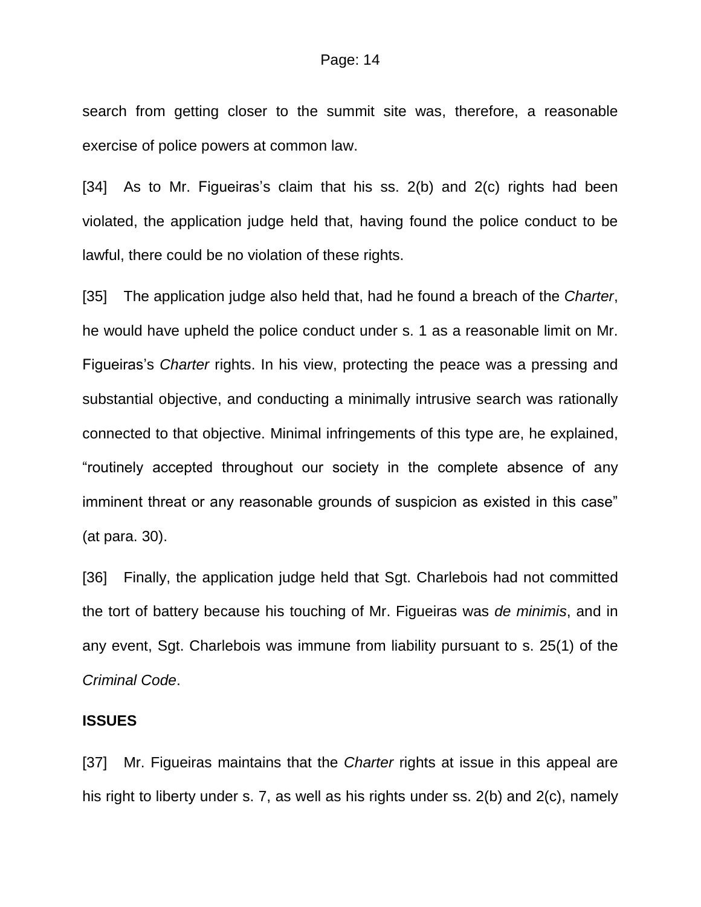search from getting closer to the summit site was, therefore, a reasonable exercise of police powers at common law.

[34] As to Mr. Figueiras's claim that his ss. 2(b) and 2(c) rights had been violated, the application judge held that, having found the police conduct to be lawful, there could be no violation of these rights.

[35] The application judge also held that, had he found a breach of the *Charter*, he would have upheld the police conduct under s. 1 as a reasonable limit on Mr. Figueiras's *Charter* rights. In his view, protecting the peace was a pressing and substantial objective, and conducting a minimally intrusive search was rationally connected to that objective. Minimal infringements of this type are, he explained, "routinely accepted throughout our society in the complete absence of any imminent threat or any reasonable grounds of suspicion as existed in this case" (at para. 30).

[36] Finally, the application judge held that Sgt. Charlebois had not committed the tort of battery because his touching of Mr. Figueiras was *de minimis*, and in any event, Sgt. Charlebois was immune from liability pursuant to s. 25(1) of the *Criminal Code*.

**ISSUES**

[37] Mr. Figueiras maintains that the *Charter* rights at issue in this appeal are his right to liberty under s. 7, as well as his rights under ss. 2(b) and 2(c), namely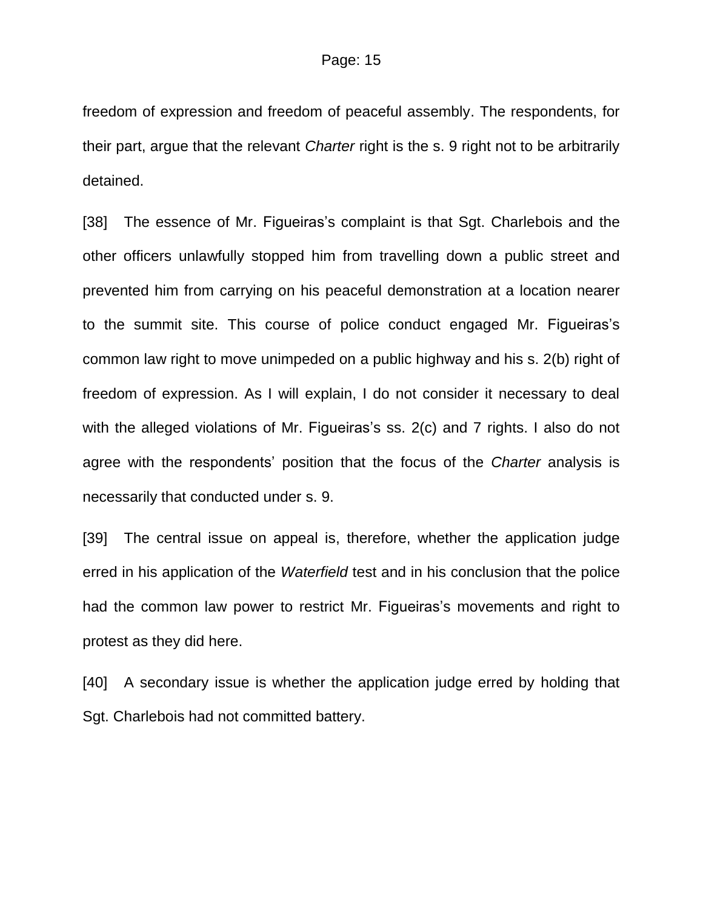freedom of expression and freedom of peaceful assembly. The respondents, for their part, argue that the relevant *Charter* right is the s. 9 right not to be arbitrarily detained.

[38] The essence of Mr. Figueiras's complaint is that Sgt. Charlebois and the other officers unlawfully stopped him from travelling down a public street and prevented him from carrying on his peaceful demonstration at a location nearer to the summit site. This course of police conduct engaged Mr. Figueiras's common law right to move unimpeded on a public highway and his s. 2(b) right of freedom of expression. As I will explain, I do not consider it necessary to deal with the alleged violations of Mr. Figueiras's ss. 2(c) and 7 rights. I also do not agree with the respondents' position that the focus of the *Charter* analysis is necessarily that conducted under s. 9.

[39] The central issue on appeal is, therefore, whether the application judge erred in his application of the *Waterfield* test and in his conclusion that the police had the common law power to restrict Mr. Figueiras's movements and right to protest as they did here.

[40] A secondary issue is whether the application judge erred by holding that Sgt. Charlebois had not committed battery.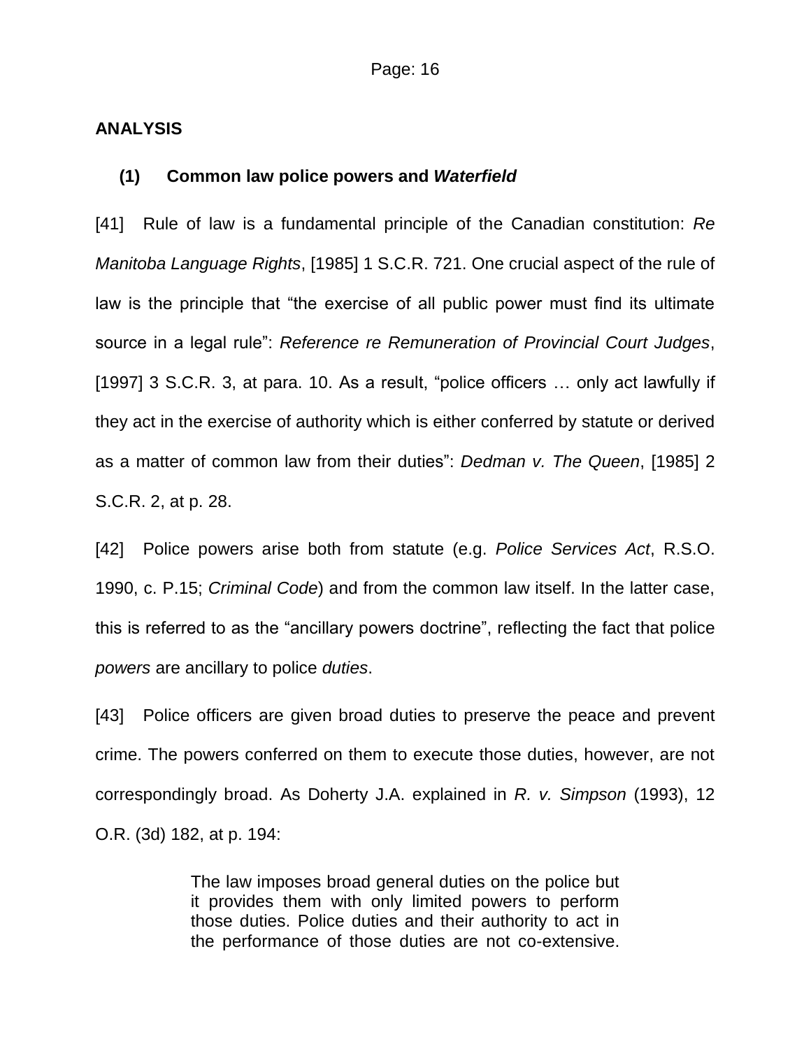## ANALYSIS

### (1) Common law police powers and *Waterfield*

[41] Rule of law is a fundamental principle of the Canadian constitution: *Re Manitoba Language Rights*, [1985] 1 S.C.R. 721. One crucial aspect of the rule of law is the principle that "the exercise of all public power must find its ultimate source in a legal rule": *Reference re Remuneration of Provincial Court Judges*, [1997] 3 S.C.R. 3, at para. 10. As a result, "police officers … only act lawfully if they act in the exercise of authority which is either conferred by statute or derived as a matter of common law from their duties": *Dedman v. The Queen*, [1985] 2 S.C.R. 2, at p. 28.

[42] Police powers arise both from statute (e.g. *Police Services Act*, R.S.O. 1990, c. P.15; *Criminal Code*) and from the common law itself. In the latter case, this is referred to as the "ancillary powers doctrine", reflecting the fact that police *powers* are ancillary to police *duties*.

[43] Police officers are given broad duties to preserve the peace and prevent crime. The powers conferred on them to execute those duties, however, are not correspondingly broad. As Doherty J.A. explained in *R. v. Simpson* (1993), 12 O.R. (3d) 182, at p. 194:

> The law imposes broad general duties on the police but it provides them with only limited powers to perform those duties. Police duties and their authority to act in the performance of those duties are not co-extensive.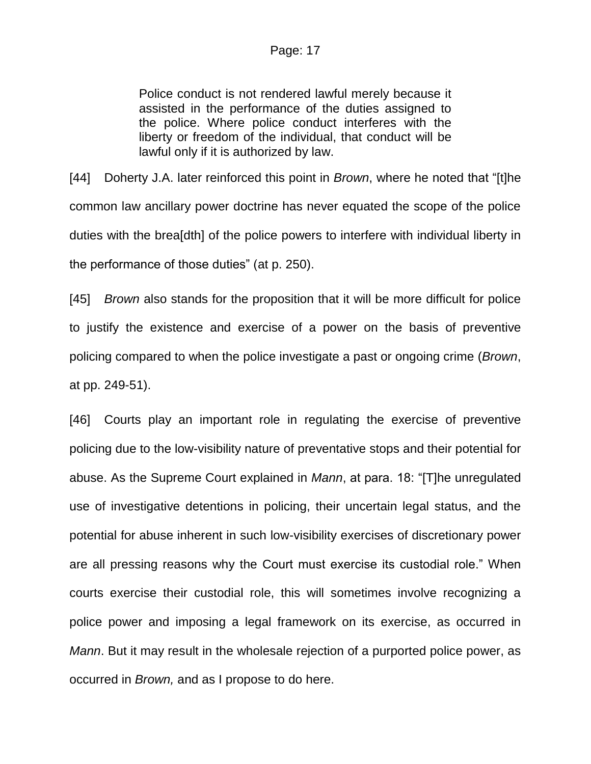> Police conduct is not rendered lawful merely because it assisted in the performance of the duties assigned to the police. Where police conduct interferes with the liberty or freedom of the individual, that conduct will be lawful only if it is authorized by law.

[44] Doherty J.A. later reinforced this point in *Brown*, where he noted that "[t]he common law ancillary power doctrine has never equated the scope of the police duties with the brea[dth] of the police powers to interfere with individual liberty in the performance of those duties" (at p. 250).

[45] *Brown* also stands for the proposition that it will be more difficult for police to justify the existence and exercise of a power on the basis of preventive policing compared to when the police investigate a past or ongoing crime (*Brown*, at pp. 249-51).

[46] Courts play an important role in regulating the exercise of preventive policing due to the low-visibility nature of preventative stops and their potential for abuse. As the Supreme Court explained in *Mann*, at para. 18: "[T]he unregulated use of investigative detentions in policing, their uncertain legal status, and the potential for abuse inherent in such low-visibility exercises of discretionary power are all pressing reasons why the Court must exercise its custodial role." When courts exercise their custodial role, this will sometimes involve recognizing a police power and imposing a legal framework on its exercise, as occurred in *Mann*. But it may result in the wholesale rejection of a purported police power, as occurred in *Brown,* and as I propose to do here.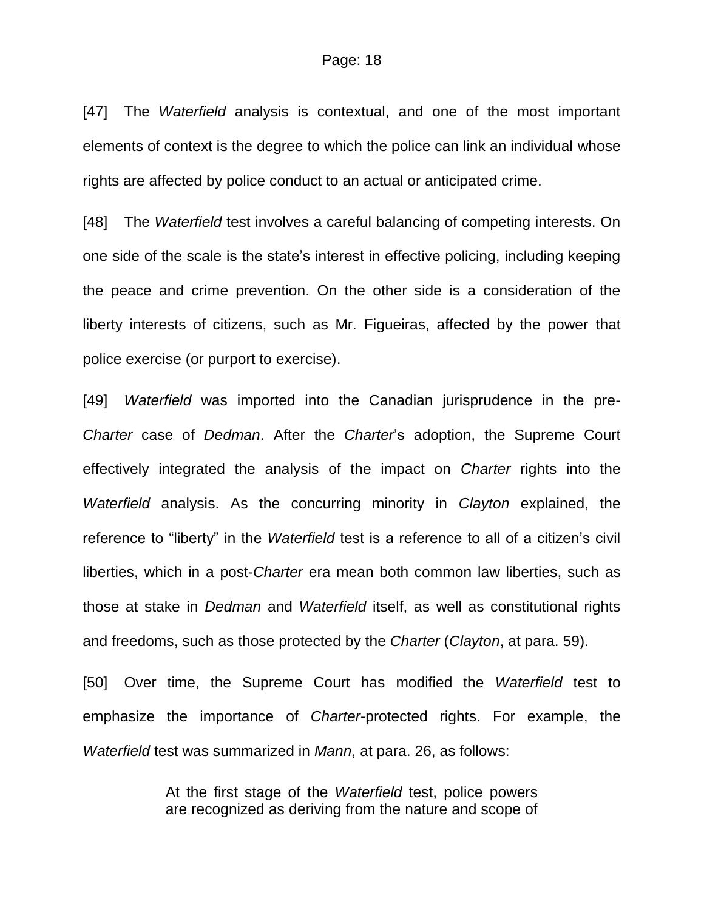[47] The *Waterfield* analysis is contextual, and one of the most important elements of context is the degree to which the police can link an individual whose rights are affected by police conduct to an actual or anticipated crime.

[48] The *Waterfield* test involves a careful balancing of competing interests. On one side of the scale is the state's interest in effective policing, including keeping the peace and crime prevention. On the other side is a consideration of the liberty interests of citizens, such as Mr. Figueiras, affected by the power that police exercise (or purport to exercise).

[49] *Waterfield* was imported into the Canadian jurisprudence in the pre-*Charter* case of *Dedman*. After the *Charter*'s adoption, the Supreme Court effectively integrated the analysis of the impact on *Charter* rights into the *Waterfield* analysis. As the concurring minority in *Clayton* explained, the reference to "liberty" in the *Waterfield* test is a reference to all of a citizen's civil liberties, which in a post-*Charter* era mean both common law liberties, such as those at stake in *Dedman* and *Waterfield* itself, as well as constitutional rights and freedoms, such as those protected by the *Charter* (*Clayton*, at para. 59).

[50] Over time, the Supreme Court has modified the *Waterfield* test to emphasize the importance of *Charter*-protected rights. For example, the *Waterfield* test was summarized in *Mann*, at para. 26, as follows:

> At the first stage of the *Waterfield* test, police powers are recognized as deriving from the nature and scope of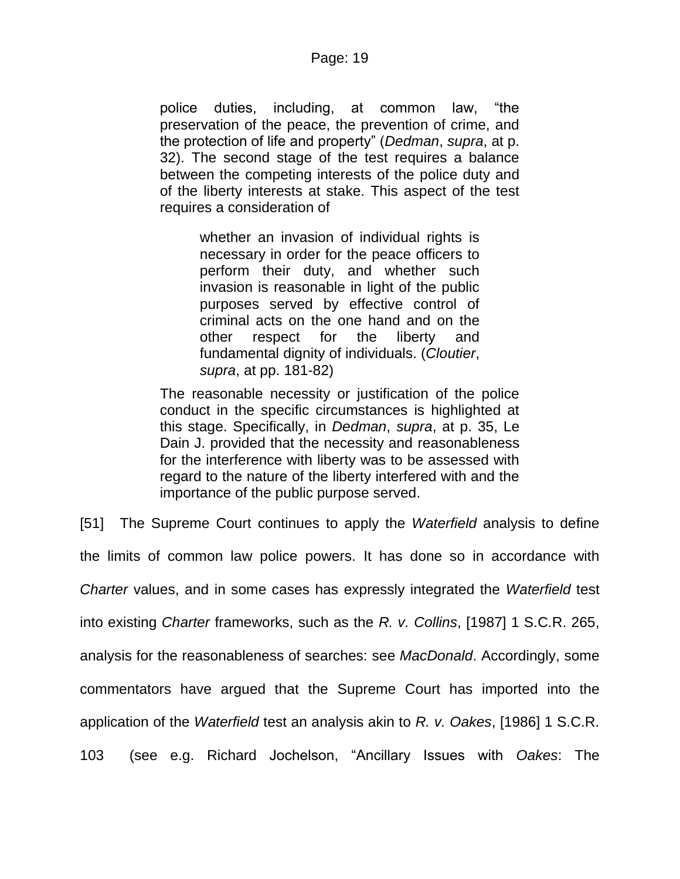> police duties, including, at common law, "the preservation of the peace, the prevention of crime, and the protection of life and property" (*Dedman*, *supra*, at p. 32). The second stage of the test requires a balance between the competing interests of the police duty and of the liberty interests at stake. This aspect of the test requires a consideration of
>
> > whether an invasion of individual rights is necessary in order for the peace officers to perform their duty, and whether such invasion is reasonable in light of the public purposes served by effective control of criminal acts on the one hand and on the other respect for the liberty and fundamental dignity of individuals. (*Cloutier*, *supra*, at pp. 181-82)
>
> The reasonable necessity or justification of the police conduct in the specific circumstances is highlighted at this stage. Specifically, in *Dedman*, *supra*, at p. 35, Le Dain J. provided that the necessity and reasonableness for the interference with liberty was to be assessed with regard to the nature of the liberty interfered with and the importance of the public purpose served.

[51] The Supreme Court continues to apply the *Waterfield* analysis to define the limits of common law police powers. It has done so in accordance with *Charter* values, and in some cases has expressly integrated the *Waterfield* test into existing *Charter* frameworks, such as the *R. v. Collins*, [1987] 1 S.C.R. 265, analysis for the reasonableness of searches: see *MacDonald*. Accordingly, some commentators have argued that the Supreme Court has imported into the application of the *Waterfield* test an analysis akin to *R. v. Oakes*, [1986] 1 S.C.R. 103 (see e.g. Richard Jochelson, "Ancillary Issues with *Oakes*: The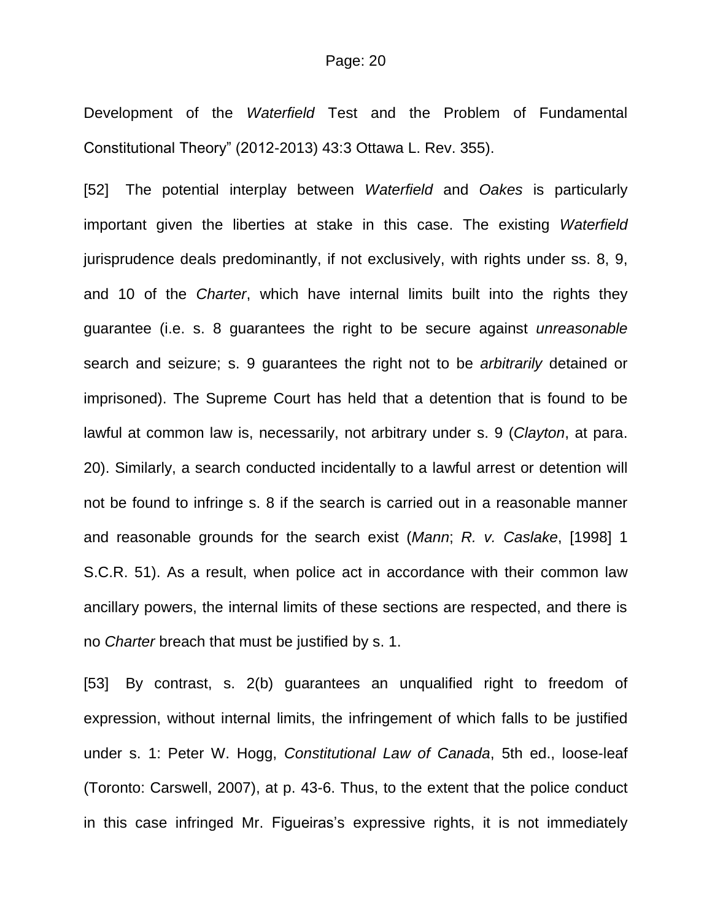Development of the *Waterfield* Test and the Problem of Fundamental Constitutional Theory" (2012-2013) 43:3 Ottawa L. Rev. 355).

[52] The potential interplay between *Waterfield* and *Oakes* is particularly important given the liberties at stake in this case. The existing *Waterfield* jurisprudence deals predominantly, if not exclusively, with rights under ss. 8, 9, and 10 of the *Charter*, which have internal limits built into the rights they guarantee (i.e. s. 8 guarantees the right to be secure against *unreasonable* search and seizure; s. 9 guarantees the right not to be *arbitrarily* detained or imprisoned). The Supreme Court has held that a detention that is found to be lawful at common law is, necessarily, not arbitrary under s. 9 (*Clayton*, at para. 20). Similarly, a search conducted incidentally to a lawful arrest or detention will not be found to infringe s. 8 if the search is carried out in a reasonable manner and reasonable grounds for the search exist (*Mann*; *R. v. Caslake*, [1998] 1 S.C.R. 51). As a result, when police act in accordance with their common law ancillary powers, the internal limits of these sections are respected, and there is no *Charter* breach that must be justified by s. 1.

[53] By contrast, s. 2(b) guarantees an unqualified right to freedom of expression, without internal limits, the infringement of which falls to be justified under s. 1: Peter W. Hogg, *Constitutional Law of Canada*, 5th ed., loose-leaf (Toronto: Carswell, 2007), at p. 43-6. Thus, to the extent that the police conduct in this case infringed Mr. Figueiras's expressive rights, it is not immediately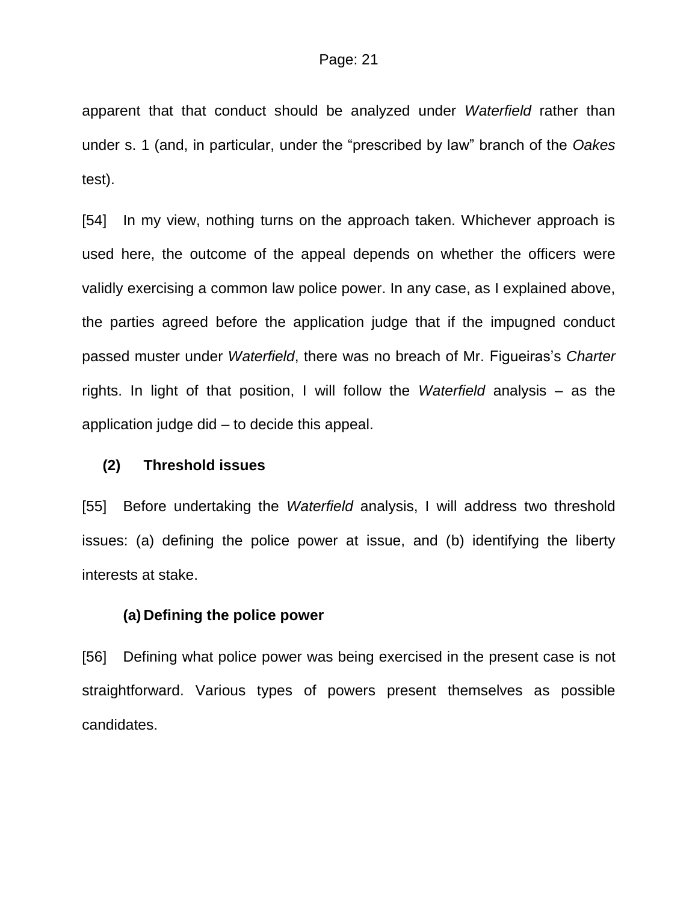apparent that that conduct should be analyzed under *Waterfield* rather than under s. 1 (and, in particular, under the "prescribed by law" branch of the *Oakes* test).

[54] In my view, nothing turns on the approach taken. Whichever approach is used here, the outcome of the appeal depends on whether the officers were validly exercising a common law police power. In any case, as I explained above, the parties agreed before the application judge that if the impugned conduct passed muster under *Waterfield*, there was no breach of Mr. Figueiras's *Charter* rights. In light of that position, I will follow the *Waterfield* analysis – as the application judge did – to decide this appeal.

### (2) Threshold issues

[55] Before undertaking the *Waterfield* analysis, I will address two threshold issues: (a) defining the police power at issue, and (b) identifying the liberty interests at stake.

#### (a) Defining the police power

[56] Defining what police power was being exercised in the present case is not straightforward. Various types of powers present themselves as possible candidates.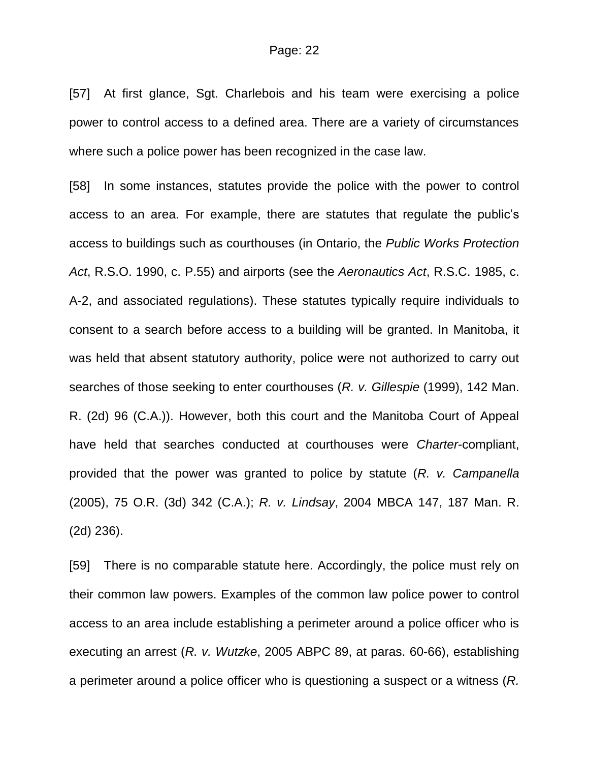[57] At first glance, Sgt. Charlebois and his team were exercising a police power to control access to a defined area. There are a variety of circumstances where such a police power has been recognized in the case law.

[58] In some instances, statutes provide the police with the power to control access to an area. For example, there are statutes that regulate the public's access to buildings such as courthouses (in Ontario, the *Public Works Protection Act*, R.S.O. 1990, c. P.55) and airports (see the *Aeronautics Act*, R.S.C. 1985, c. A-2, and associated regulations). These statutes typically require individuals to consent to a search before access to a building will be granted. In Manitoba, it was held that absent statutory authority, police were not authorized to carry out searches of those seeking to enter courthouses (*R. v. Gillespie* (1999), 142 Man. R. (2d) 96 (C.A.)). However, both this court and the Manitoba Court of Appeal have held that searches conducted at courthouses were *Charter*-compliant, provided that the power was granted to police by statute (*R. v. Campanella* (2005), 75 O.R. (3d) 342 (C.A.); *R. v. Lindsay*, 2004 MBCA 147, 187 Man. R. (2d) 236).

[59] There is no comparable statute here. Accordingly, the police must rely on their common law powers. Examples of the common law police power to control access to an area include establishing a perimeter around a police officer who is executing an arrest (*R. v. Wutzke*, 2005 ABPC 89, at paras. 60-66), establishing a perimeter around a police officer who is questioning a suspect or a witness (*R.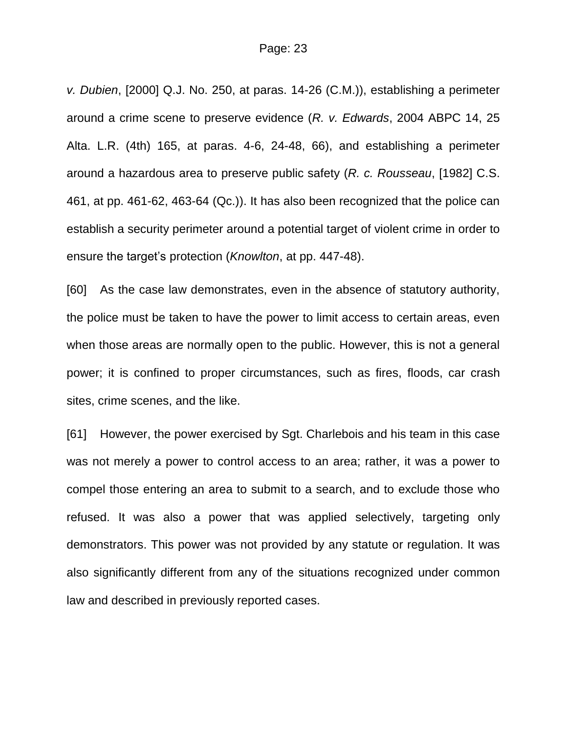*v. Dubien*, [2000] Q.J. No. 250, at paras. 14-26 (C.M.)), establishing a perimeter around a crime scene to preserve evidence (*R. v. Edwards*, 2004 ABPC 14, 25 Alta. L.R. (4th) 165, at paras. 4-6, 24-48, 66), and establishing a perimeter around a hazardous area to preserve public safety (*R. c. Rousseau*, [1982] C.S. 461, at pp. 461-62, 463-64 (Qc.)). It has also been recognized that the police can establish a security perimeter around a potential target of violent crime in order to ensure the target's protection (*Knowlton*, at pp. 447-48).

[60] As the case law demonstrates, even in the absence of statutory authority, the police must be taken to have the power to limit access to certain areas, even when those areas are normally open to the public. However, this is not a general power; it is confined to proper circumstances, such as fires, floods, car crash sites, crime scenes, and the like.

[61] However, the power exercised by Sgt. Charlebois and his team in this case was not merely a power to control access to an area; rather, it was a power to compel those entering an area to submit to a search, and to exclude those who refused. It was also a power that was applied selectively, targeting only demonstrators. This power was not provided by any statute or regulation. It was also significantly different from any of the situations recognized under common law and described in previously reported cases.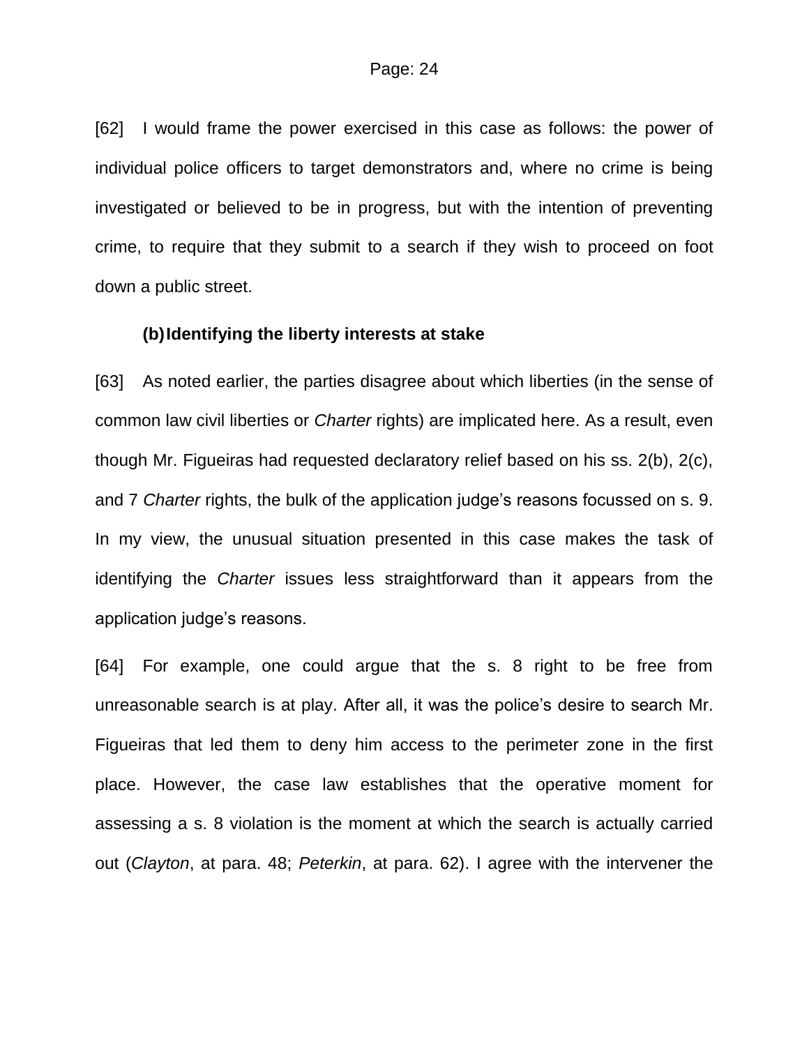[62] I would frame the power exercised in this case as follows: the power of individual police officers to target demonstrators and, where no crime is being investigated or believed to be in progress, but with the intention of preventing crime, to require that they submit to a search if they wish to proceed on foot down a public street.

**(b) Identifying the liberty interests at stake**

[63] As noted earlier, the parties disagree about which liberties (in the sense of common law civil liberties or *Charter* rights) are implicated here. As a result, even though Mr. Figueiras had requested declaratory relief based on his ss. 2(b), 2(c), and 7 *Charter* rights, the bulk of the application judge's reasons focussed on s. 9. In my view, the unusual situation presented in this case makes the task of identifying the *Charter* issues less straightforward than it appears from the application judge's reasons.

[64] For example, one could argue that the s. 8 right to be free from unreasonable search is at play. After all, it was the police's desire to search Mr. Figueiras that led them to deny him access to the perimeter zone in the first place. However, the case law establishes that the operative moment for assessing a s. 8 violation is the moment at which the search is actually carried out (*Clayton*, at para. 48; *Peterkin*, at para. 62). I agree with the intervener the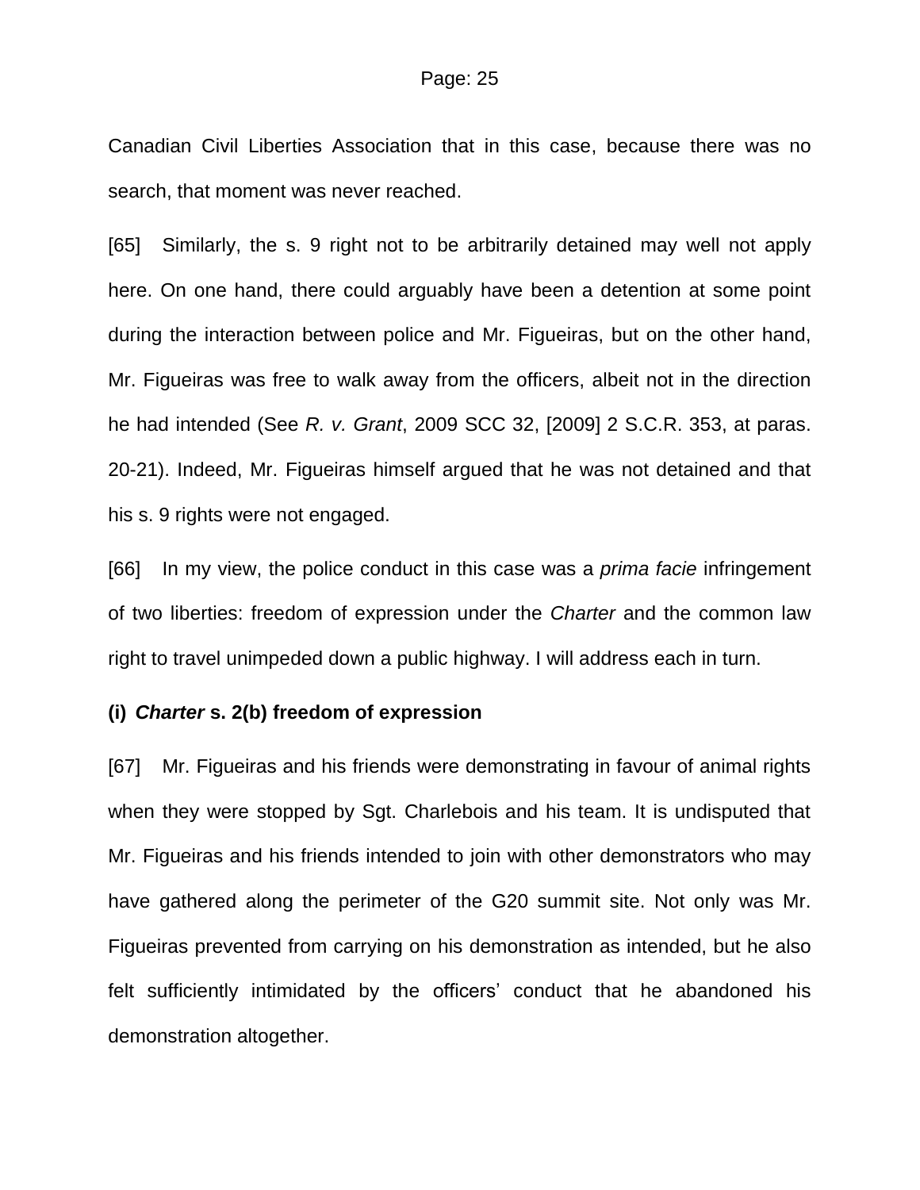Canadian Civil Liberties Association that in this case, because there was no search, that moment was never reached.

[65] Similarly, the s. 9 right not to be arbitrarily detained may well not apply here. On one hand, there could arguably have been a detention at some point during the interaction between police and Mr. Figueiras, but on the other hand, Mr. Figueiras was free to walk away from the officers, albeit not in the direction he had intended (See *R. v. Grant*, 2009 SCC 32, [2009] 2 S.C.R. 353, at paras. 20-21). Indeed, Mr. Figueiras himself argued that he was not detained and that his s. 9 rights were not engaged.

[66] In my view, the police conduct in this case was a *prima facie* infringement of two liberties: freedom of expression under the *Charter* and the common law right to travel unimpeded down a public highway. I will address each in turn.

**(i) *Charter* s. 2(b) freedom of expression**

[67] Mr. Figueiras and his friends were demonstrating in favour of animal rights when they were stopped by Sgt. Charlebois and his team. It is undisputed that Mr. Figueiras and his friends intended to join with other demonstrators who may have gathered along the perimeter of the G20 summit site. Not only was Mr. Figueiras prevented from carrying on his demonstration as intended, but he also felt sufficiently intimidated by the officers' conduct that he abandoned his demonstration altogether.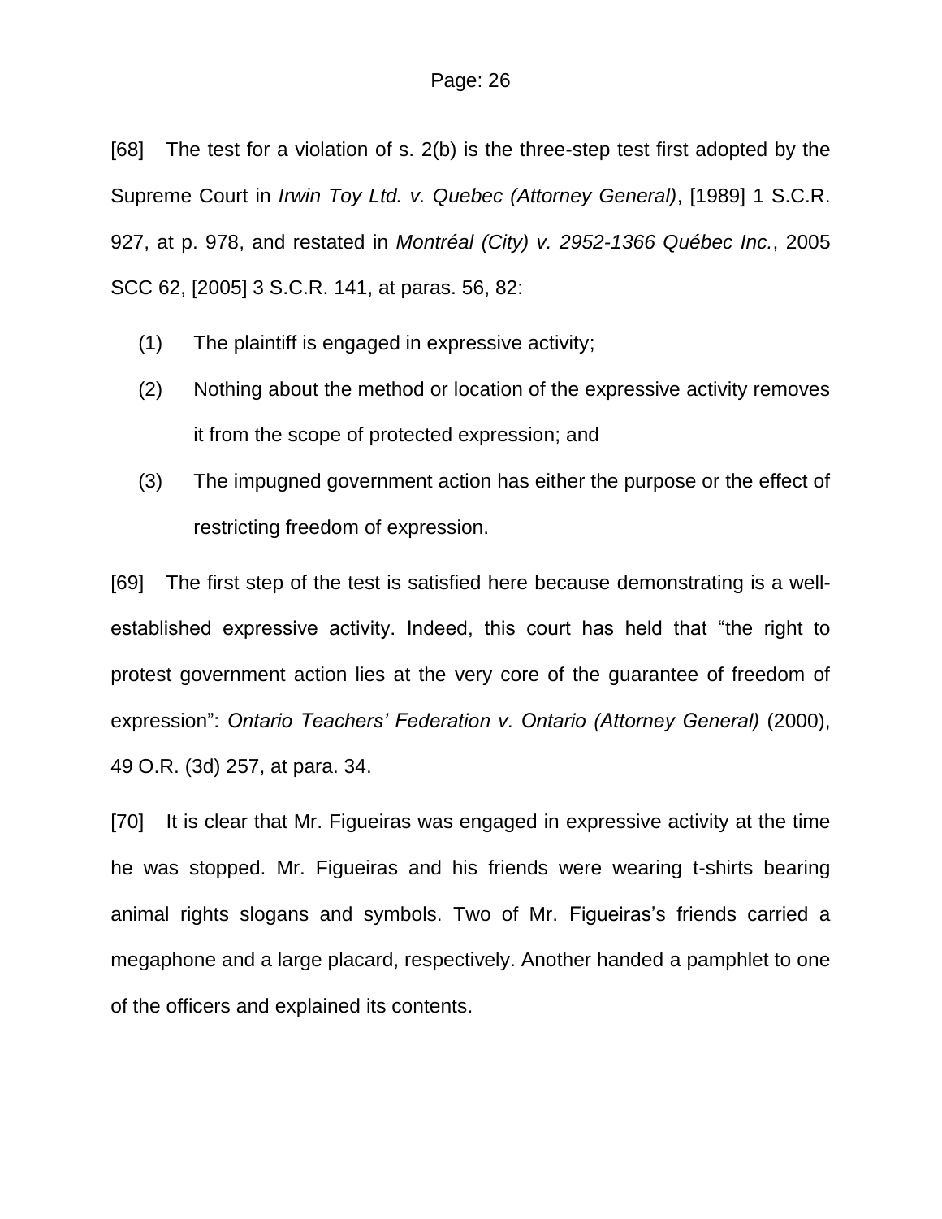[68] The test for a violation of s. 2(b) is the three-step test first adopted by the Supreme Court in *Irwin Toy Ltd. v. Quebec (Attorney General)*, [1989] 1 S.C.R. 927, at p. 978, and restated in *Montréal (City) v. 2952-1366 Québec Inc.*, 2005 SCC 62, [2005] 3 S.C.R. 141, at paras. 56, 82:

(1) The plaintiff is engaged in expressive activity;

(2) Nothing about the method or location of the expressive activity removes it from the scope of protected expression; and

(3) The impugned government action has either the purpose or the effect of restricting freedom of expression.

[69] The first step of the test is satisfied here because demonstrating is a well-established expressive activity. Indeed, this court has held that "the right to protest government action lies at the very core of the guarantee of freedom of expression": *Ontario Teachers' Federation v. Ontario (Attorney General)* (2000), 49 O.R. (3d) 257, at para. 34.

[70] It is clear that Mr. Figueiras was engaged in expressive activity at the time he was stopped. Mr. Figueiras and his friends were wearing t-shirts bearing animal rights slogans and symbols. Two of Mr. Figueiras's friends carried a megaphone and a large placard, respectively. Another handed a pamphlet to one of the officers and explained its contents.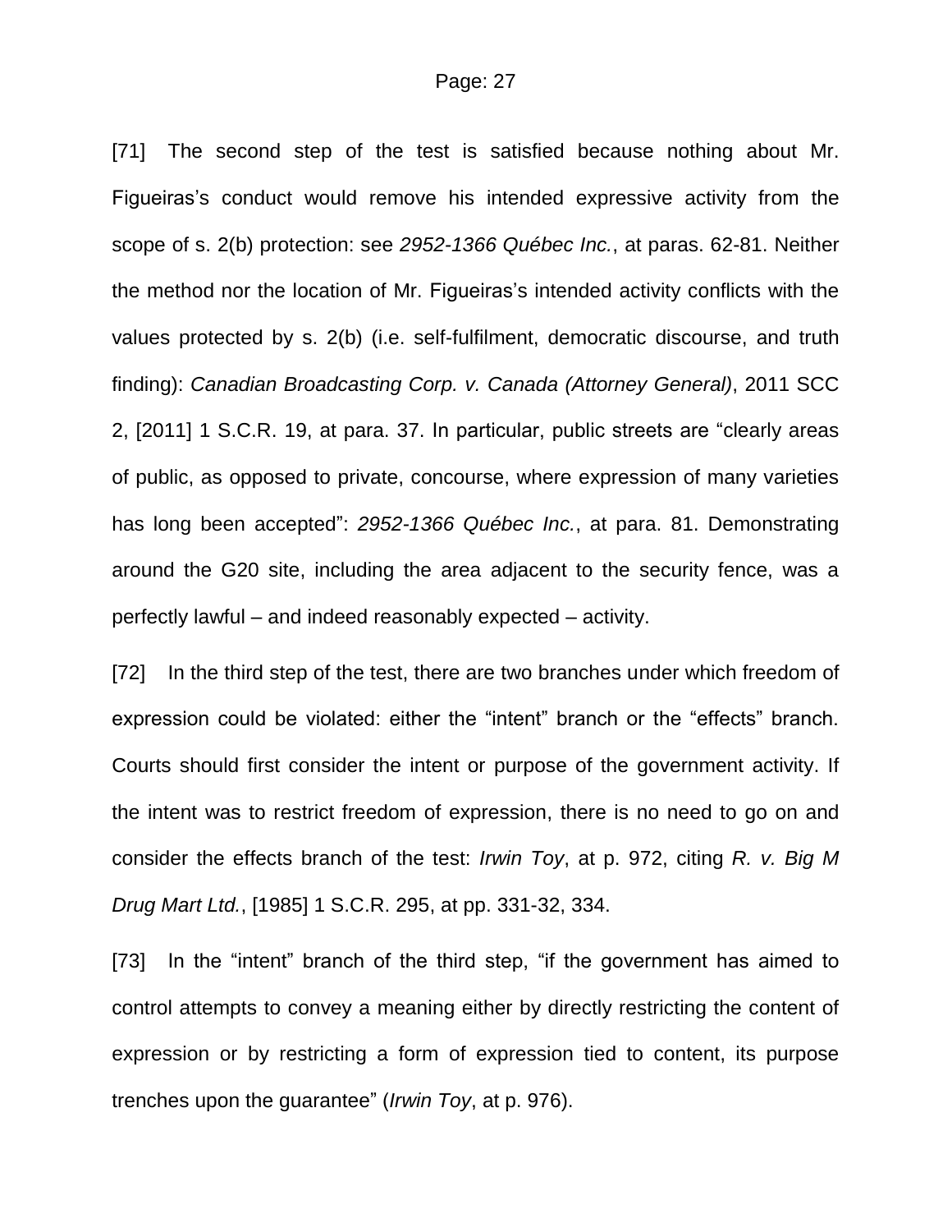[71] The second step of the test is satisfied because nothing about Mr. Figueiras's conduct would remove his intended expressive activity from the scope of s. 2(b) protection: see *2952-1366 Québec Inc.*, at paras. 62-81. Neither the method nor the location of Mr. Figueiras's intended activity conflicts with the values protected by s. 2(b) (i.e. self-fulfilment, democratic discourse, and truth finding): *Canadian Broadcasting Corp. v. Canada (Attorney General)*, 2011 SCC 2, [2011] 1 S.C.R. 19, at para. 37. In particular, public streets are "clearly areas of public, as opposed to private, concourse, where expression of many varieties has long been accepted": *2952-1366 Québec Inc.*, at para. 81. Demonstrating around the G20 site, including the area adjacent to the security fence, was a perfectly lawful – and indeed reasonably expected – activity.

[72] In the third step of the test, there are two branches under which freedom of expression could be violated: either the "intent" branch or the "effects" branch. Courts should first consider the intent or purpose of the government activity. If the intent was to restrict freedom of expression, there is no need to go on and consider the effects branch of the test: *Irwin Toy*, at p. 972, citing *R. v. Big M Drug Mart Ltd.*, [1985] 1 S.C.R. 295, at pp. 331-32, 334.

[73] In the "intent" branch of the third step, "if the government has aimed to control attempts to convey a meaning either by directly restricting the content of expression or by restricting a form of expression tied to content, its purpose trenches upon the guarantee" (*Irwin Toy*, at p. 976).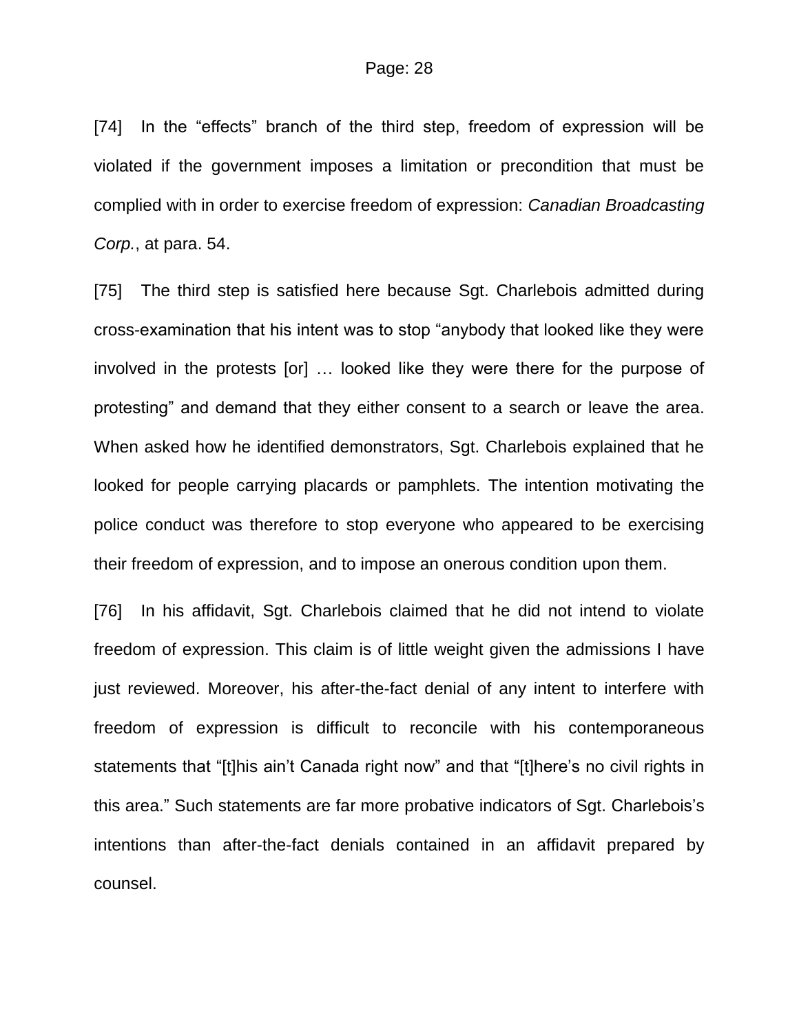[74] In the "effects" branch of the third step, freedom of expression will be violated if the government imposes a limitation or precondition that must be complied with in order to exercise freedom of expression: *Canadian Broadcasting Corp.*, at para. 54.

[75] The third step is satisfied here because Sgt. Charlebois admitted during cross-examination that his intent was to stop "anybody that looked like they were involved in the protests [or] … looked like they were there for the purpose of protesting" and demand that they either consent to a search or leave the area. When asked how he identified demonstrators, Sgt. Charlebois explained that he looked for people carrying placards or pamphlets. The intention motivating the police conduct was therefore to stop everyone who appeared to be exercising their freedom of expression, and to impose an onerous condition upon them.

[76] In his affidavit, Sgt. Charlebois claimed that he did not intend to violate freedom of expression. This claim is of little weight given the admissions I have just reviewed. Moreover, his after-the-fact denial of any intent to interfere with freedom of expression is difficult to reconcile with his contemporaneous statements that "[t]his ain't Canada right now" and that "[t]here's no civil rights in this area." Such statements are far more probative indicators of Sgt. Charlebois's intentions than after-the-fact denials contained in an affidavit prepared by counsel.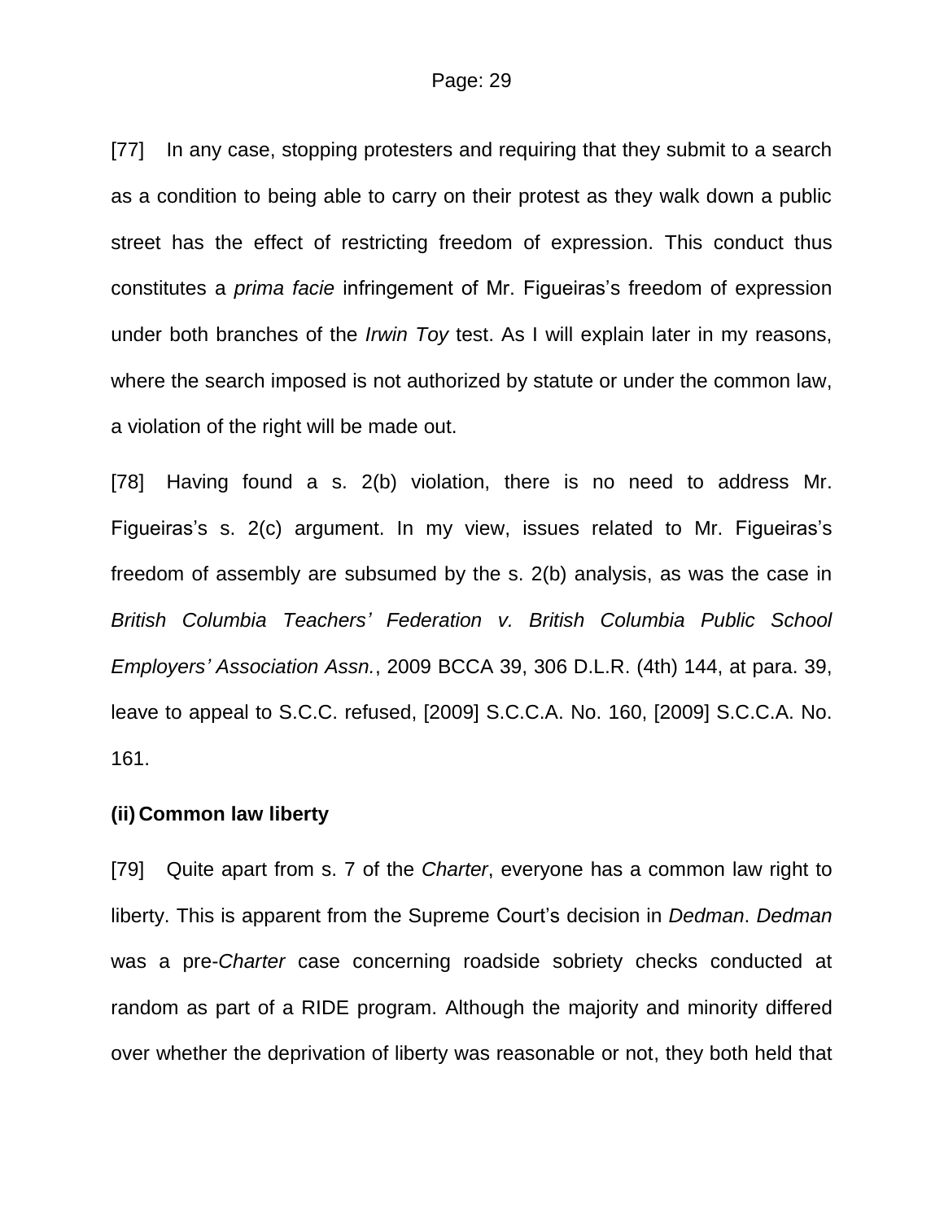[77] In any case, stopping protesters and requiring that they submit to a search as a condition to being able to carry on their protest as they walk down a public street has the effect of restricting freedom of expression. This conduct thus constitutes a *prima facie* infringement of Mr. Figueiras's freedom of expression under both branches of the *Irwin Toy* test. As I will explain later in my reasons, where the search imposed is not authorized by statute or under the common law, a violation of the right will be made out.

[78] Having found a s. 2(b) violation, there is no need to address Mr. Figueiras's s. 2(c) argument. In my view, issues related to Mr. Figueiras's freedom of assembly are subsumed by the s. 2(b) analysis, as was the case in *British Columbia Teachers' Federation v. British Columbia Public School Employers' Association Assn.*, 2009 BCCA 39, 306 D.L.R. (4th) 144, at para. 39, leave to appeal to S.C.C. refused, [2009] S.C.C.A. No. 160, [2009] S.C.C.A. No. 161.

**(ii) Common law liberty**

[79] Quite apart from s. 7 of the *Charter*, everyone has a common law right to liberty. This is apparent from the Supreme Court's decision in *Dedman*. *Dedman* was a pre-*Charter* case concerning roadside sobriety checks conducted at random as part of a RIDE program. Although the majority and minority differed over whether the deprivation of liberty was reasonable or not, they both held that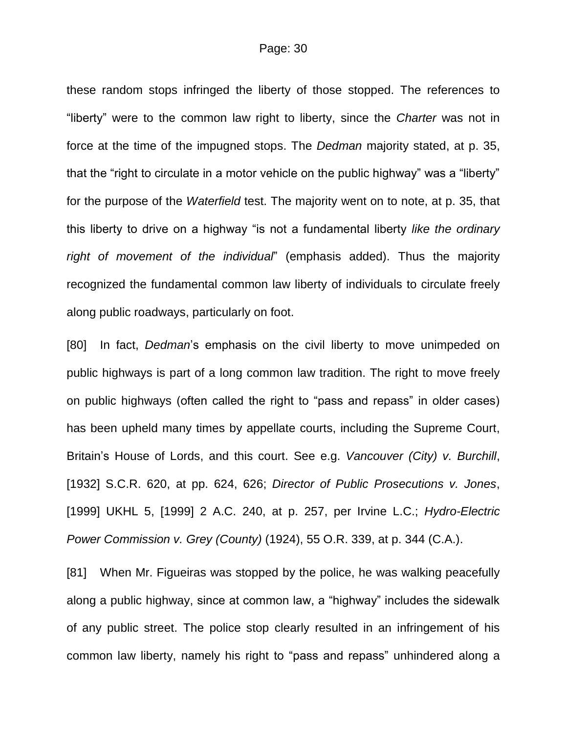these random stops infringed the liberty of those stopped. The references to "liberty" were to the common law right to liberty, since the *Charter* was not in force at the time of the impugned stops. The *Dedman* majority stated, at p. 35, that the "right to circulate in a motor vehicle on the public highway" was a "liberty" for the purpose of the *Waterfield* test. The majority went on to note, at p. 35, that this liberty to drive on a highway "is not a fundamental liberty *like the ordinary right of movement of the individual*" (emphasis added). Thus the majority recognized the fundamental common law liberty of individuals to circulate freely along public roadways, particularly on foot.

[80] In fact, *Dedman*'s emphasis on the civil liberty to move unimpeded on public highways is part of a long common law tradition. The right to move freely on public highways (often called the right to "pass and repass" in older cases) has been upheld many times by appellate courts, including the Supreme Court, Britain's House of Lords, and this court. See e.g. *Vancouver (City) v. Burchill*, [1932] S.C.R. 620, at pp. 624, 626; *Director of Public Prosecutions v. Jones*, [1999] UKHL 5, [1999] 2 A.C. 240, at p. 257, per Irvine L.C.; *Hydro-Electric Power Commission v. Grey (County)* (1924), 55 O.R. 339, at p. 344 (C.A.).

[81] When Mr. Figueiras was stopped by the police, he was walking peacefully along a public highway, since at common law, a "highway" includes the sidewalk of any public street. The police stop clearly resulted in an infringement of his common law liberty, namely his right to "pass and repass" unhindered along a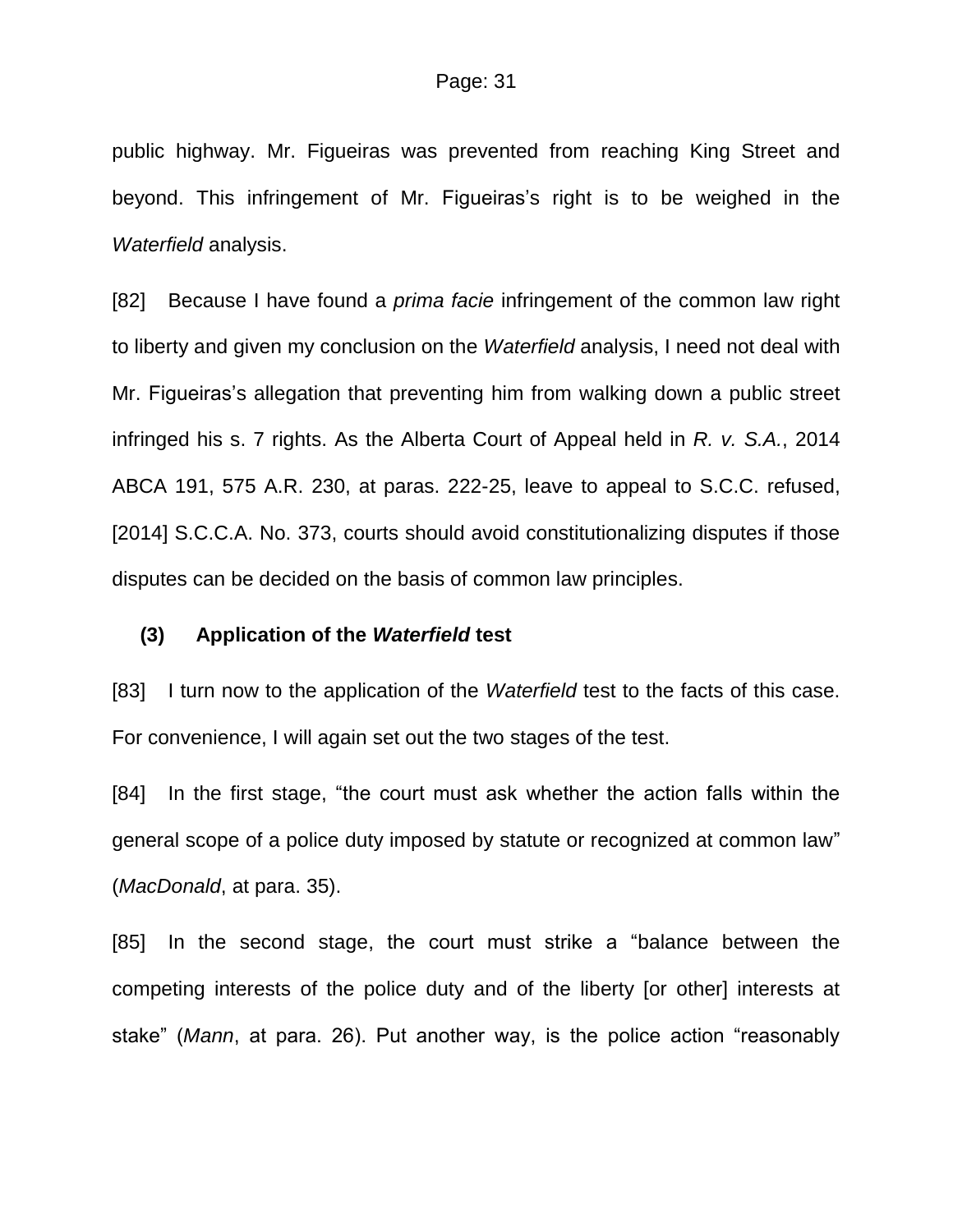public highway. Mr. Figueiras was prevented from reaching King Street and beyond. This infringement of Mr. Figueiras's right is to be weighed in the *Waterfield* analysis.

[82] Because I have found a *prima facie* infringement of the common law right to liberty and given my conclusion on the *Waterfield* analysis, I need not deal with Mr. Figueiras's allegation that preventing him from walking down a public street infringed his s. 7 rights. As the Alberta Court of Appeal held in *R. v. S.A.*, 2014 ABCA 191, 575 A.R. 230, at paras. 222-25, leave to appeal to S.C.C. refused, [2014] S.C.C.A. No. 373, courts should avoid constitutionalizing disputes if those disputes can be decided on the basis of common law principles.

### (3) Application of the *Waterfield* test

[83] I turn now to the application of the *Waterfield* test to the facts of this case. For convenience, I will again set out the two stages of the test.

[84] In the first stage, "the court must ask whether the action falls within the general scope of a police duty imposed by statute or recognized at common law" (*MacDonald*, at para. 35).

[85] In the second stage, the court must strike a "balance between the competing interests of the police duty and of the liberty [or other] interests at stake" (*Mann*, at para. 26). Put another way, is the police action "reasonably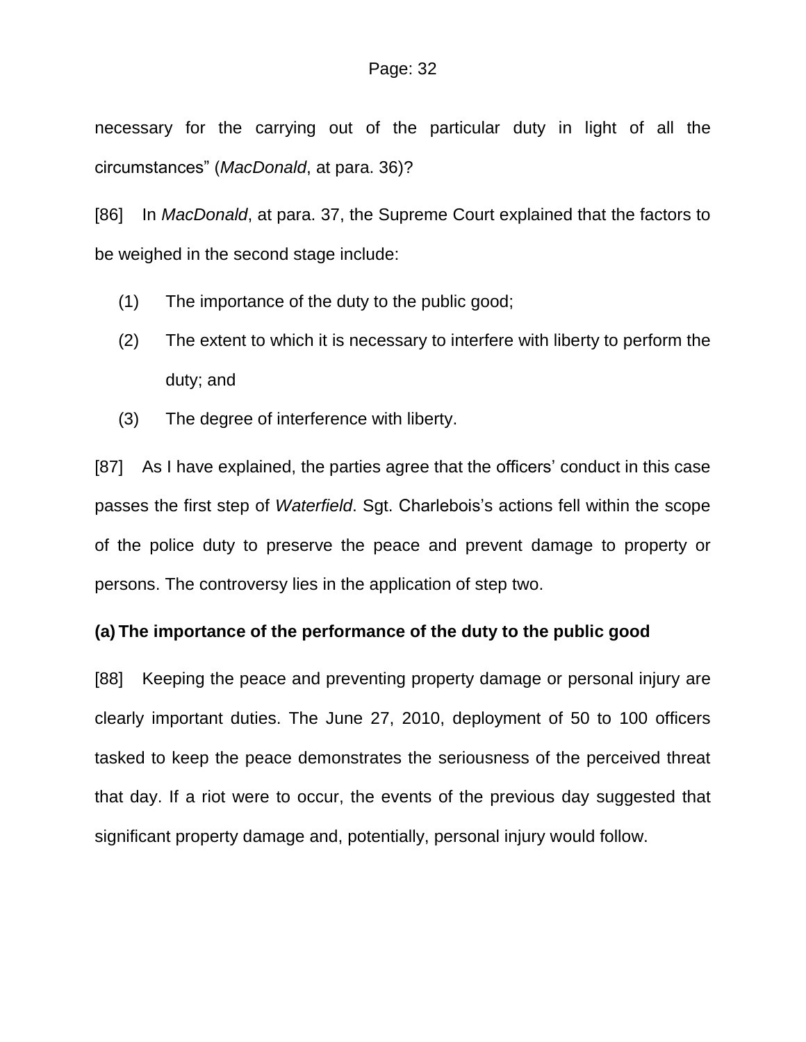necessary for the carrying out of the particular duty in light of all the circumstances" (*MacDonald*, at para. 36)?

[86] In *MacDonald*, at para. 37, the Supreme Court explained that the factors to be weighed in the second stage include:

(1) The importance of the duty to the public good;

(2) The extent to which it is necessary to interfere with liberty to perform the duty; and

(3) The degree of interference with liberty.

[87] As I have explained, the parties agree that the officers' conduct in this case passes the first step of *Waterfield*. Sgt. Charlebois's actions fell within the scope of the police duty to preserve the peace and prevent damage to property or persons. The controversy lies in the application of step two.

**(a) The importance of the performance of the duty to the public good**

[88] Keeping the peace and preventing property damage or personal injury are clearly important duties. The June 27, 2010, deployment of 50 to 100 officers tasked to keep the peace demonstrates the seriousness of the perceived threat that day. If a riot were to occur, the events of the previous day suggested that significant property damage and, potentially, personal injury would follow.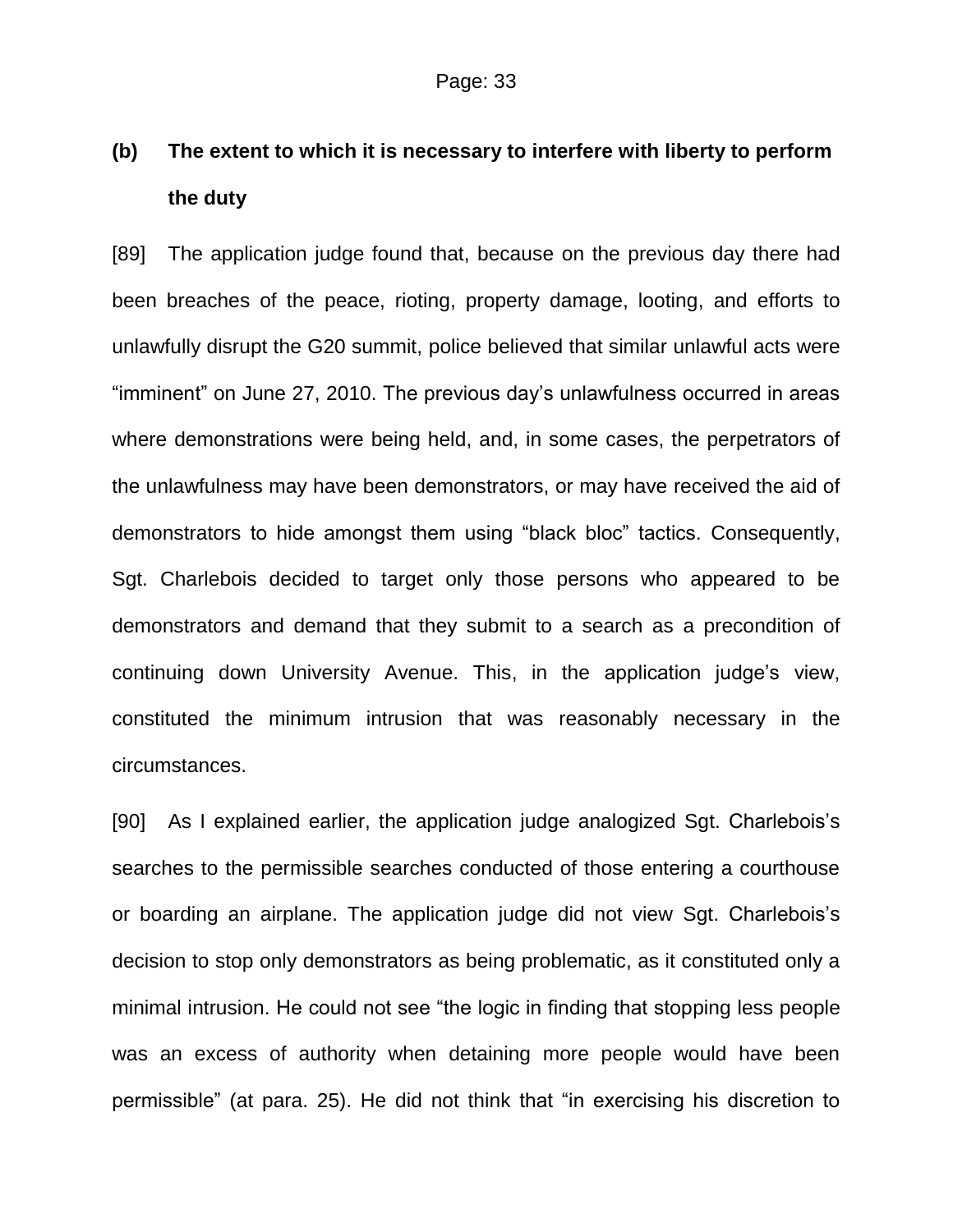### (b) The extent to which it is necessary to interfere with liberty to perform the duty

[89] The application judge found that, because on the previous day there had been breaches of the peace, rioting, property damage, looting, and efforts to unlawfully disrupt the G20 summit, police believed that similar unlawful acts were "imminent" on June 27, 2010. The previous day's unlawfulness occurred in areas where demonstrations were being held, and, in some cases, the perpetrators of the unlawfulness may have been demonstrators, or may have received the aid of demonstrators to hide amongst them using "black bloc" tactics. Consequently, Sgt. Charlebois decided to target only those persons who appeared to be demonstrators and demand that they submit to a search as a precondition of continuing down University Avenue. This, in the application judge's view, constituted the minimum intrusion that was reasonably necessary in the circumstances.

[90] As I explained earlier, the application judge analogized Sgt. Charlebois's searches to the permissible searches conducted of those entering a courthouse or boarding an airplane. The application judge did not view Sgt. Charlebois's decision to stop only demonstrators as being problematic, as it constituted only a minimal intrusion. He could not see "the logic in finding that stopping less people was an excess of authority when detaining more people would have been permissible" (at para. 25). He did not think that "in exercising his discretion to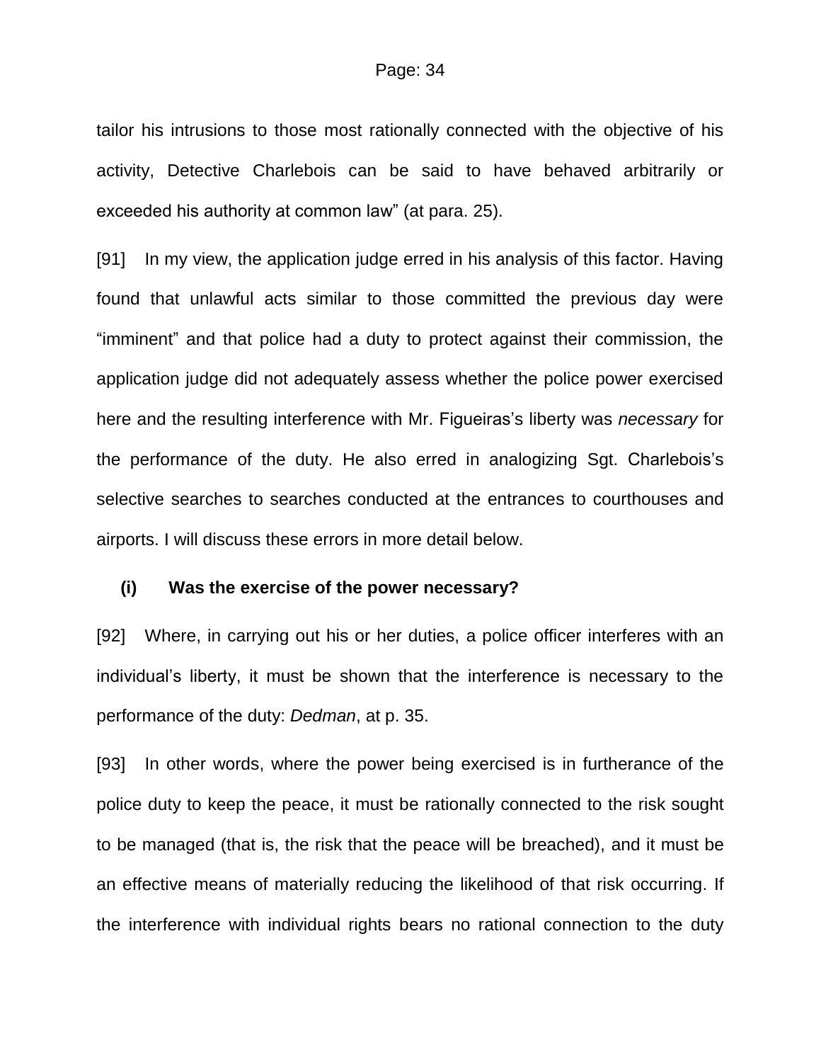tailor his intrusions to those most rationally connected with the objective of his activity, Detective Charlebois can be said to have behaved arbitrarily or exceeded his authority at common law" (at para. 25).

[91] In my view, the application judge erred in his analysis of this factor. Having found that unlawful acts similar to those committed the previous day were "imminent" and that police had a duty to protect against their commission, the application judge did not adequately assess whether the police power exercised here and the resulting interference with Mr. Figueiras's liberty was *necessary* for the performance of the duty. He also erred in analogizing Sgt. Charlebois's selective searches to searches conducted at the entrances to courthouses and airports. I will discuss these errors in more detail below.

**(i) Was the exercise of the power necessary?**

[92] Where, in carrying out his or her duties, a police officer interferes with an individual's liberty, it must be shown that the interference is necessary to the performance of the duty: *Dedman*, at p. 35.

[93] In other words, where the power being exercised is in furtherance of the police duty to keep the peace, it must be rationally connected to the risk sought to be managed (that is, the risk that the peace will be breached), and it must be an effective means of materially reducing the likelihood of that risk occurring. If the interference with individual rights bears no rational connection to the duty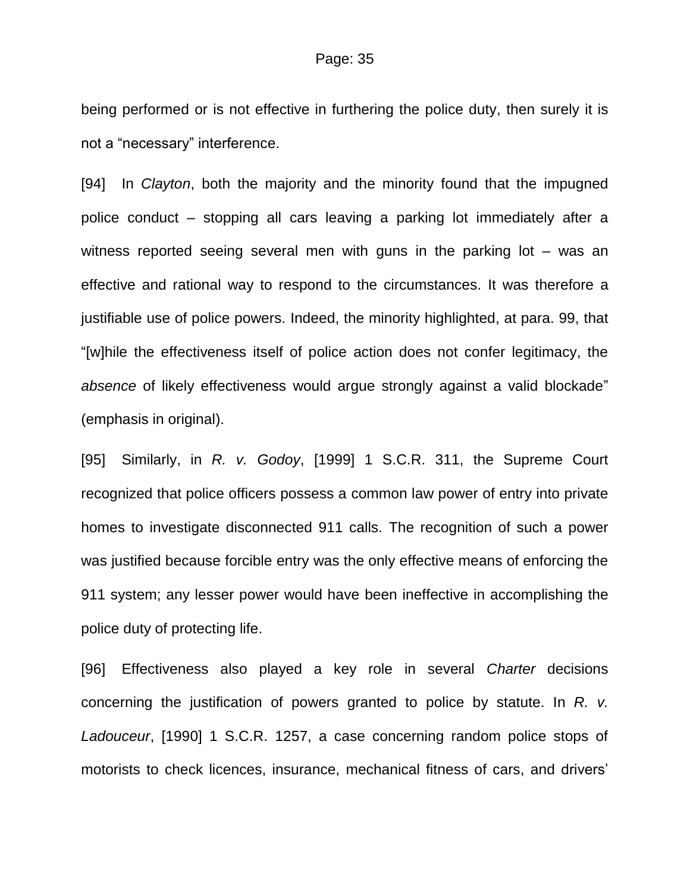being performed or is not effective in furthering the police duty, then surely it is not a "necessary" interference.

[94] In *Clayton*, both the majority and the minority found that the impugned police conduct – stopping all cars leaving a parking lot immediately after a witness reported seeing several men with guns in the parking lot – was an effective and rational way to respond to the circumstances. It was therefore a justifiable use of police powers. Indeed, the minority highlighted, at para. 99, that "[w]hile the effectiveness itself of police action does not confer legitimacy, the *absence* of likely effectiveness would argue strongly against a valid blockade" (emphasis in original).

[95] Similarly, in *R. v. Godoy*, [1999] 1 S.C.R. 311, the Supreme Court recognized that police officers possess a common law power of entry into private homes to investigate disconnected 911 calls. The recognition of such a power was justified because forcible entry was the only effective means of enforcing the 911 system; any lesser power would have been ineffective in accomplishing the police duty of protecting life.

[96] Effectiveness also played a key role in several *Charter* decisions concerning the justification of powers granted to police by statute. In *R. v. Ladouceur*, [1990] 1 S.C.R. 1257, a case concerning random police stops of motorists to check licences, insurance, mechanical fitness of cars, and drivers'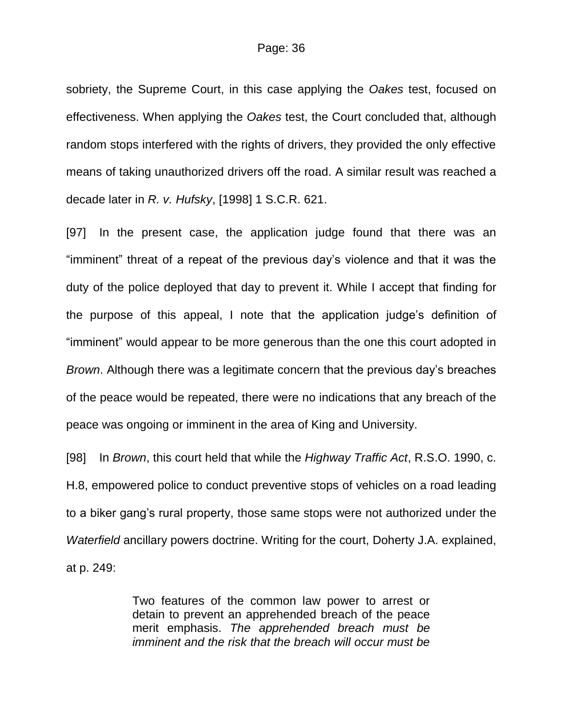sobriety, the Supreme Court, in this case applying the *Oakes* test, focused on effectiveness. When applying the *Oakes* test, the Court concluded that, although random stops interfered with the rights of drivers, they provided the only effective means of taking unauthorized drivers off the road. A similar result was reached a decade later in *R. v. Hufsky*, [1998] 1 S.C.R. 621.

[97] In the present case, the application judge found that there was an "imminent" threat of a repeat of the previous day's violence and that it was the duty of the police deployed that day to prevent it. While I accept that finding for the purpose of this appeal, I note that the application judge's definition of "imminent" would appear to be more generous than the one this court adopted in *Brown*. Although there was a legitimate concern that the previous day's breaches of the peace would be repeated, there were no indications that any breach of the peace was ongoing or imminent in the area of King and University.

[98] In *Brown*, this court held that while the *Highway Traffic Act*, R.S.O. 1990, c. H.8, empowered police to conduct preventive stops of vehicles on a road leading to a biker gang's rural property, those same stops were not authorized under the *Waterfield* ancillary powers doctrine. Writing for the court, Doherty J.A. explained, at p. 249:

> Two features of the common law power to arrest or detain to prevent an apprehended breach of the peace merit emphasis. *The apprehended breach must be imminent and the risk that the breach will occur must be*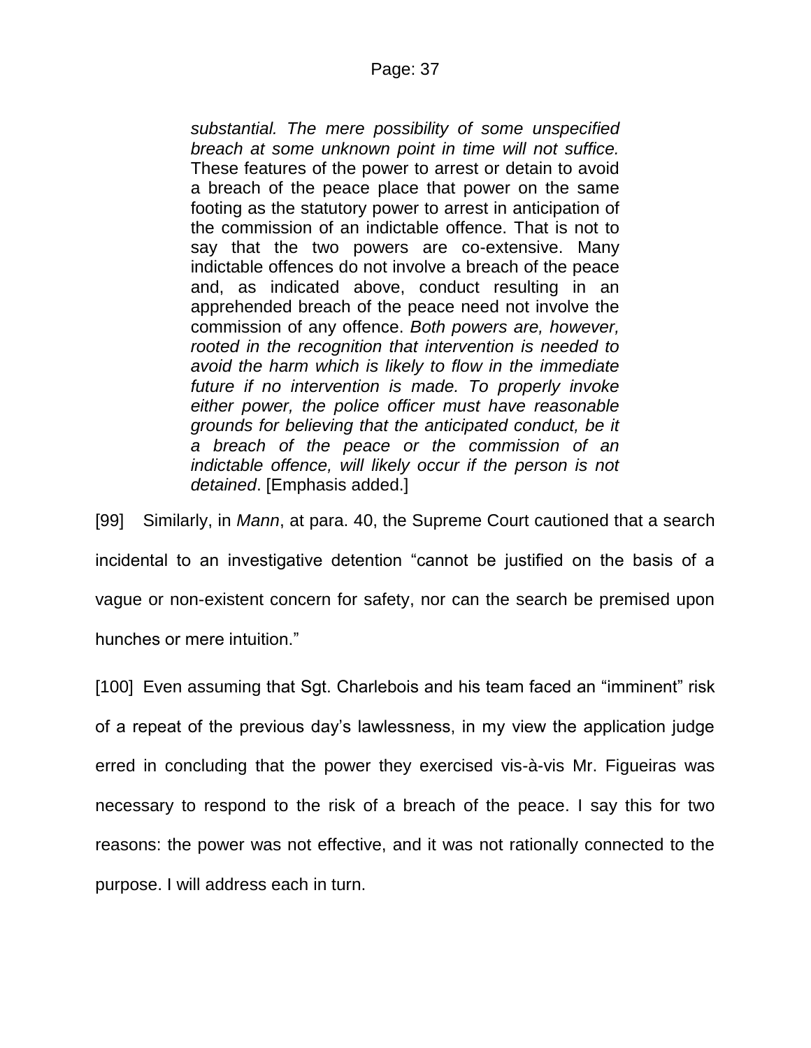> *substantial. The mere possibility of some unspecified breach at some unknown point in time will not suffice.* These features of the power to arrest or detain to avoid a breach of the peace place that power on the same footing as the statutory power to arrest in anticipation of the commission of an indictable offence. That is not to say that the two powers are co-extensive. Many indictable offences do not involve a breach of the peace and, as indicated above, conduct resulting in an apprehended breach of the peace need not involve the commission of any offence. *Both powers are, however, rooted in the recognition that intervention is needed to avoid the harm which is likely to flow in the immediate future if no intervention is made. To properly invoke either power, the police officer must have reasonable grounds for believing that the anticipated conduct, be it a breach of the peace or the commission of an indictable offence, will likely occur if the person is not detained*. [Emphasis added.]

[99] Similarly, in *Mann*, at para. 40, the Supreme Court cautioned that a search incidental to an investigative detention "cannot be justified on the basis of a vague or non-existent concern for safety, nor can the search be premised upon hunches or mere intuition."

[100] Even assuming that Sgt. Charlebois and his team faced an "imminent" risk of a repeat of the previous day's lawlessness, in my view the application judge erred in concluding that the power they exercised vis-à-vis Mr. Figueiras was necessary to respond to the risk of a breach of the peace. I say this for two reasons: the power was not effective, and it was not rationally connected to the purpose. I will address each in turn.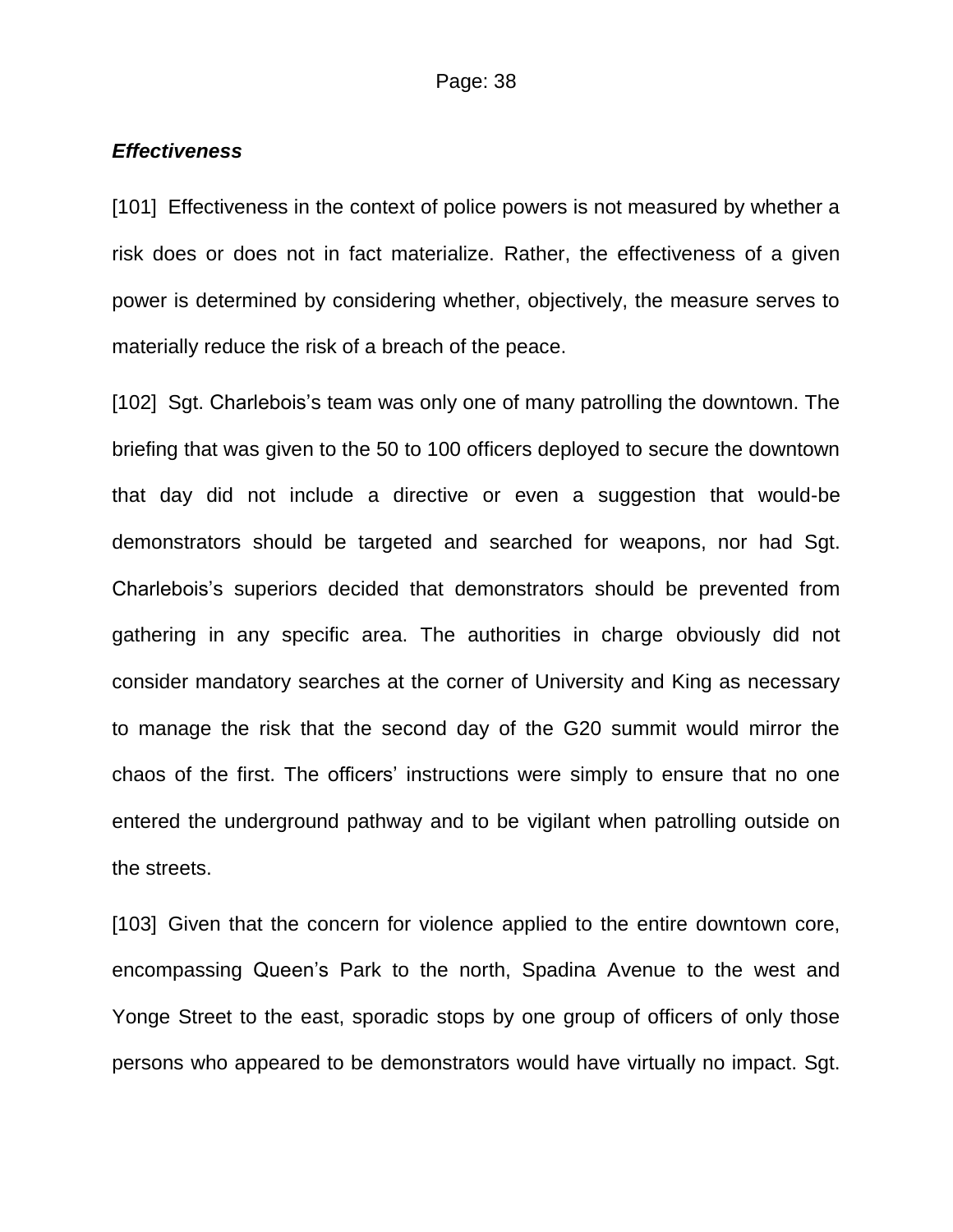***Effectiveness***

[101] Effectiveness in the context of police powers is not measured by whether a risk does or does not in fact materialize. Rather, the effectiveness of a given power is determined by considering whether, objectively, the measure serves to materially reduce the risk of a breach of the peace.

[102] Sgt. Charlebois's team was only one of many patrolling the downtown. The briefing that was given to the 50 to 100 officers deployed to secure the downtown that day did not include a directive or even a suggestion that would-be demonstrators should be targeted and searched for weapons, nor had Sgt. Charlebois's superiors decided that demonstrators should be prevented from gathering in any specific area. The authorities in charge obviously did not consider mandatory searches at the corner of University and King as necessary to manage the risk that the second day of the G20 summit would mirror the chaos of the first. The officers' instructions were simply to ensure that no one entered the underground pathway and to be vigilant when patrolling outside on the streets.

[103] Given that the concern for violence applied to the entire downtown core, encompassing Queen's Park to the north, Spadina Avenue to the west and Yonge Street to the east, sporadic stops by one group of officers of only those persons who appeared to be demonstrators would have virtually no impact. Sgt.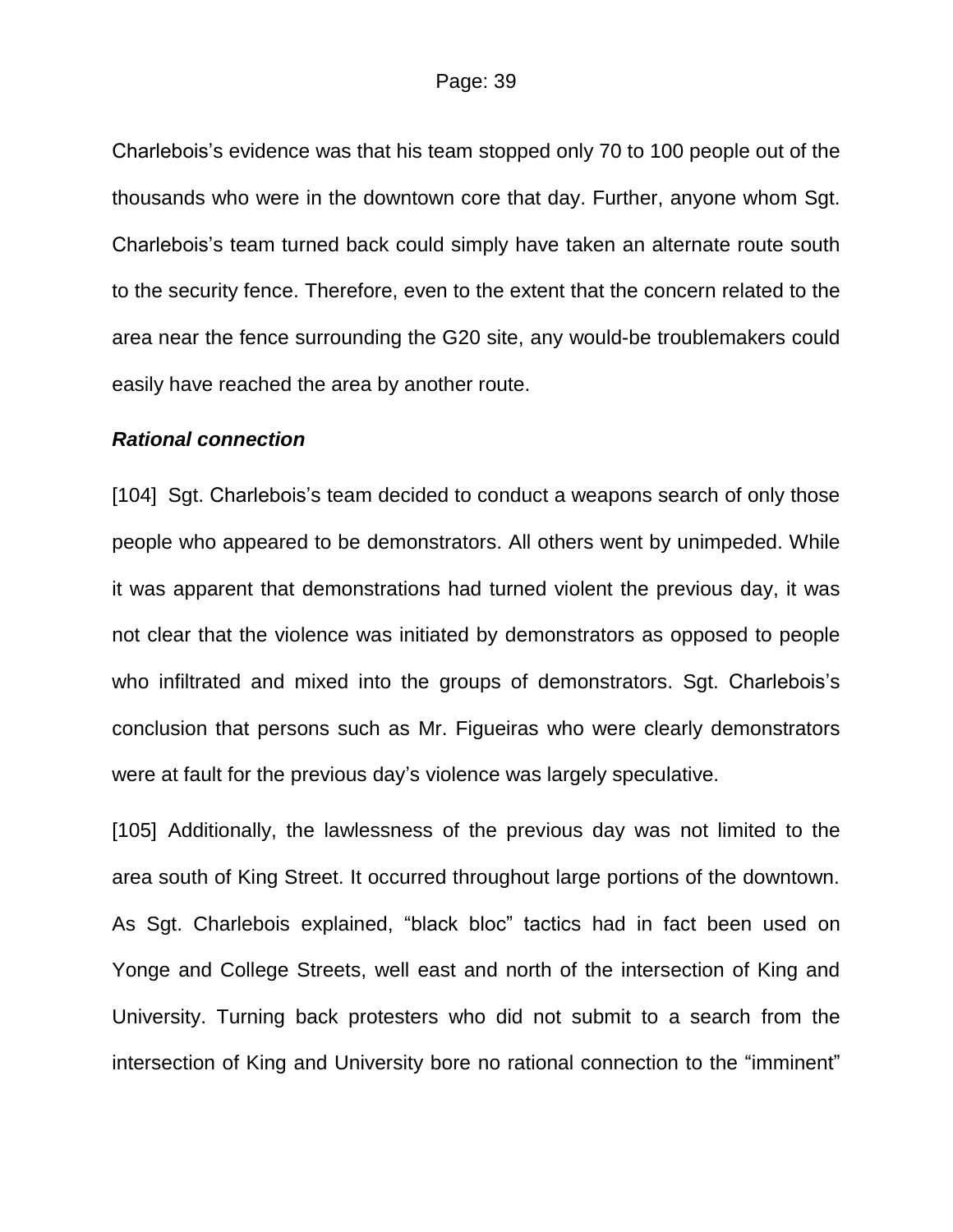Charlebois's evidence was that his team stopped only 70 to 100 people out of the thousands who were in the downtown core that day. Further, anyone whom Sgt. Charlebois's team turned back could simply have taken an alternate route south to the security fence. Therefore, even to the extent that the concern related to the area near the fence surrounding the G20 site, any would-be troublemakers could easily have reached the area by another route.

***Rational connection***

[104] Sgt. Charlebois's team decided to conduct a weapons search of only those people who appeared to be demonstrators. All others went by unimpeded. While it was apparent that demonstrations had turned violent the previous day, it was not clear that the violence was initiated by demonstrators as opposed to people who infiltrated and mixed into the groups of demonstrators. Sgt. Charlebois's conclusion that persons such as Mr. Figueiras who were clearly demonstrators were at fault for the previous day's violence was largely speculative.

[105] Additionally, the lawlessness of the previous day was not limited to the area south of King Street. It occurred throughout large portions of the downtown. As Sgt. Charlebois explained, "black bloc" tactics had in fact been used on Yonge and College Streets, well east and north of the intersection of King and University. Turning back protesters who did not submit to a search from the intersection of King and University bore no rational connection to the "imminent"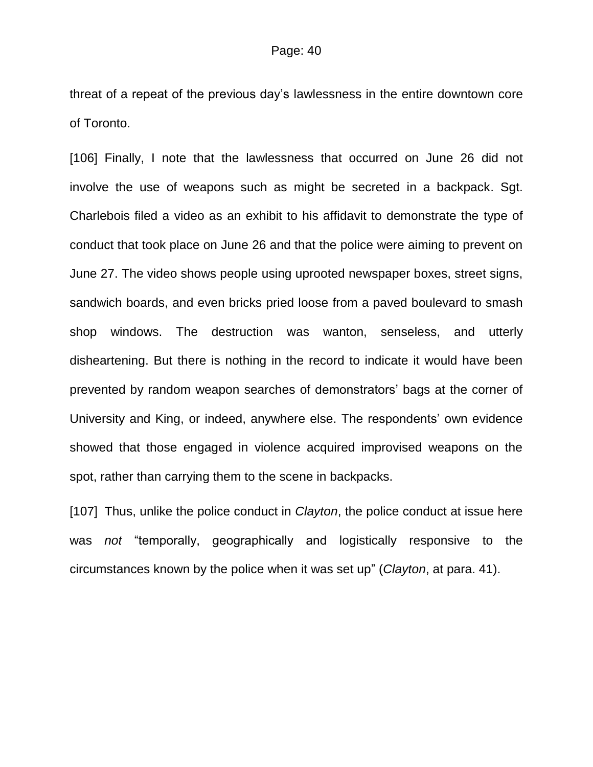threat of a repeat of the previous day's lawlessness in the entire downtown core of Toronto.

[106] Finally, I note that the lawlessness that occurred on June 26 did not involve the use of weapons such as might be secreted in a backpack. Sgt. Charlebois filed a video as an exhibit to his affidavit to demonstrate the type of conduct that took place on June 26 and that the police were aiming to prevent on June 27. The video shows people using uprooted newspaper boxes, street signs, sandwich boards, and even bricks pried loose from a paved boulevard to smash shop windows. The destruction was wanton, senseless, and utterly disheartening. But there is nothing in the record to indicate it would have been prevented by random weapon searches of demonstrators' bags at the corner of University and King, or indeed, anywhere else. The respondents' own evidence showed that those engaged in violence acquired improvised weapons on the spot, rather than carrying them to the scene in backpacks.

[107] Thus, unlike the police conduct in *Clayton*, the police conduct at issue here was *not* "temporally, geographically and logistically responsive to the circumstances known by the police when it was set up" (*Clayton*, at para. 41).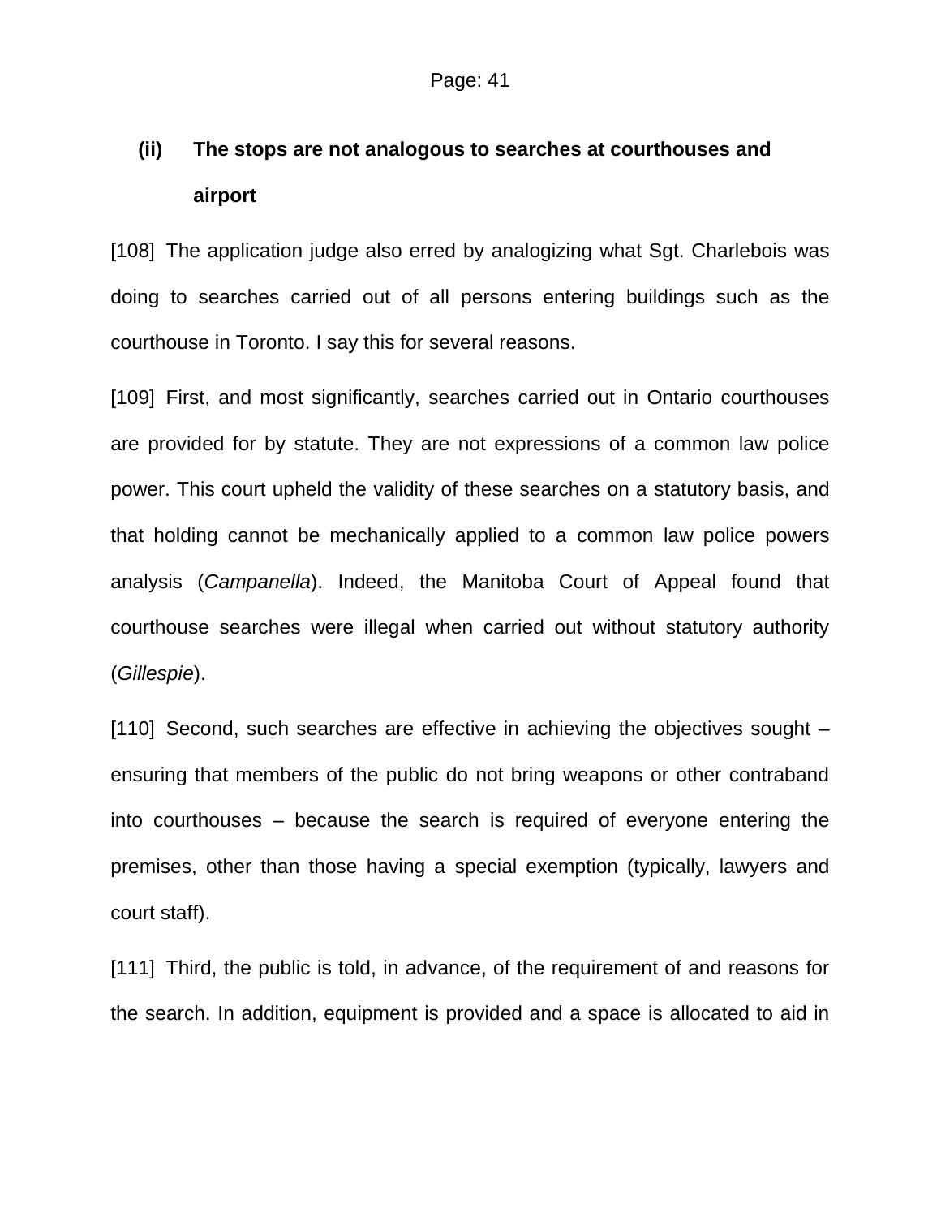### (ii) The stops are not analogous to searches at courthouses and airport

[108] The application judge also erred by analogizing what Sgt. Charlebois was doing to searches carried out of all persons entering buildings such as the courthouse in Toronto. I say this for several reasons.

[109] First, and most significantly, searches carried out in Ontario courthouses are provided for by statute. They are not expressions of a common law police power. This court upheld the validity of these searches on a statutory basis, and that holding cannot be mechanically applied to a common law police powers analysis (*Campanella*). Indeed, the Manitoba Court of Appeal found that courthouse searches were illegal when carried out without statutory authority (*Gillespie*).

[110] Second, such searches are effective in achieving the objectives sought – ensuring that members of the public do not bring weapons or other contraband into courthouses – because the search is required of everyone entering the premises, other than those having a special exemption (typically, lawyers and court staff).

[111] Third, the public is told, in advance, of the requirement of and reasons for the search. In addition, equipment is provided and a space is allocated to aid in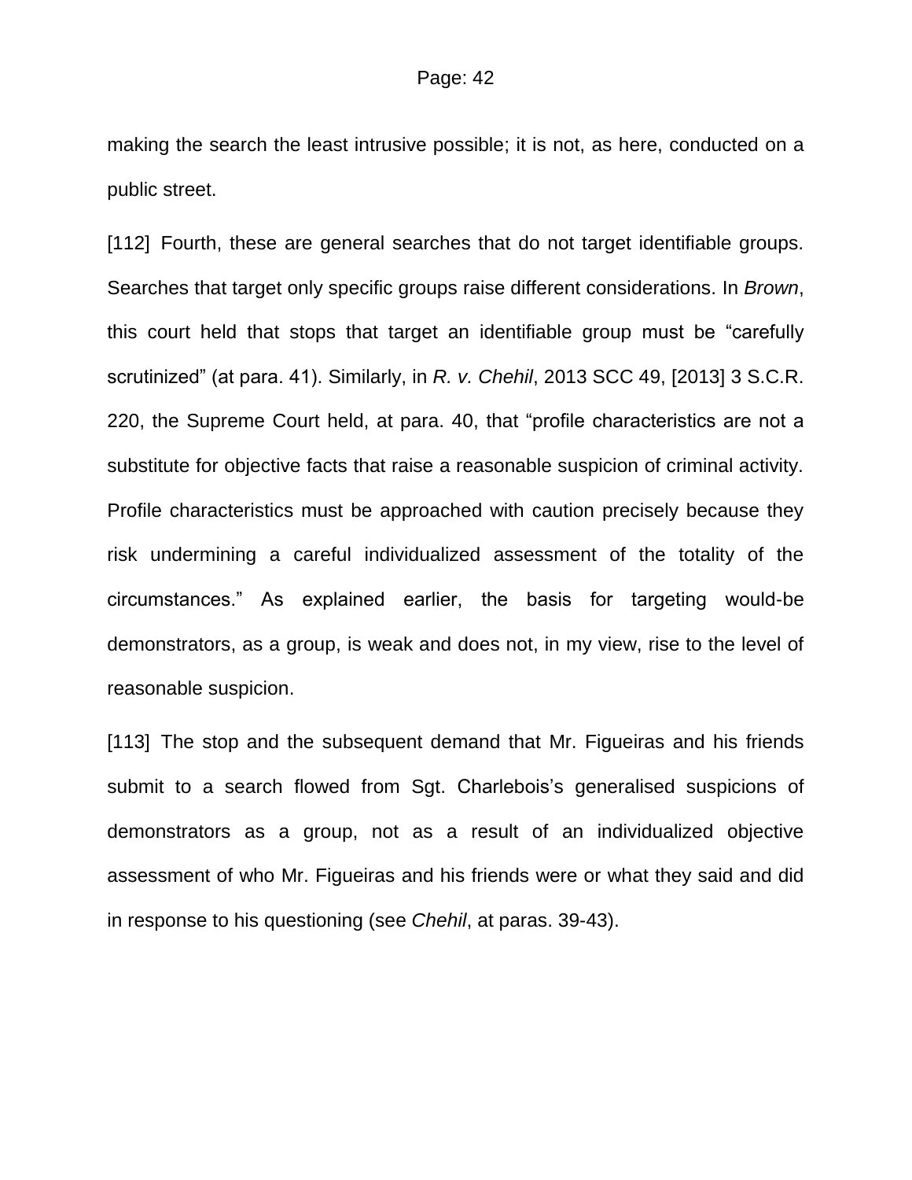making the search the least intrusive possible; it is not, as here, conducted on a public street.

[112] Fourth, these are general searches that do not target identifiable groups. Searches that target only specific groups raise different considerations. In *Brown*, this court held that stops that target an identifiable group must be "carefully scrutinized" (at para. 41). Similarly, in *R. v. Chehil*, 2013 SCC 49, [2013] 3 S.C.R. 220, the Supreme Court held, at para. 40, that "profile characteristics are not a substitute for objective facts that raise a reasonable suspicion of criminal activity. Profile characteristics must be approached with caution precisely because they risk undermining a careful individualized assessment of the totality of the circumstances." As explained earlier, the basis for targeting would-be demonstrators, as a group, is weak and does not, in my view, rise to the level of reasonable suspicion.

[113] The stop and the subsequent demand that Mr. Figueiras and his friends submit to a search flowed from Sgt. Charlebois's generalised suspicions of demonstrators as a group, not as a result of an individualized objective assessment of who Mr. Figueiras and his friends were or what they said and did in response to his questioning (see *Chehil*, at paras. 39-43).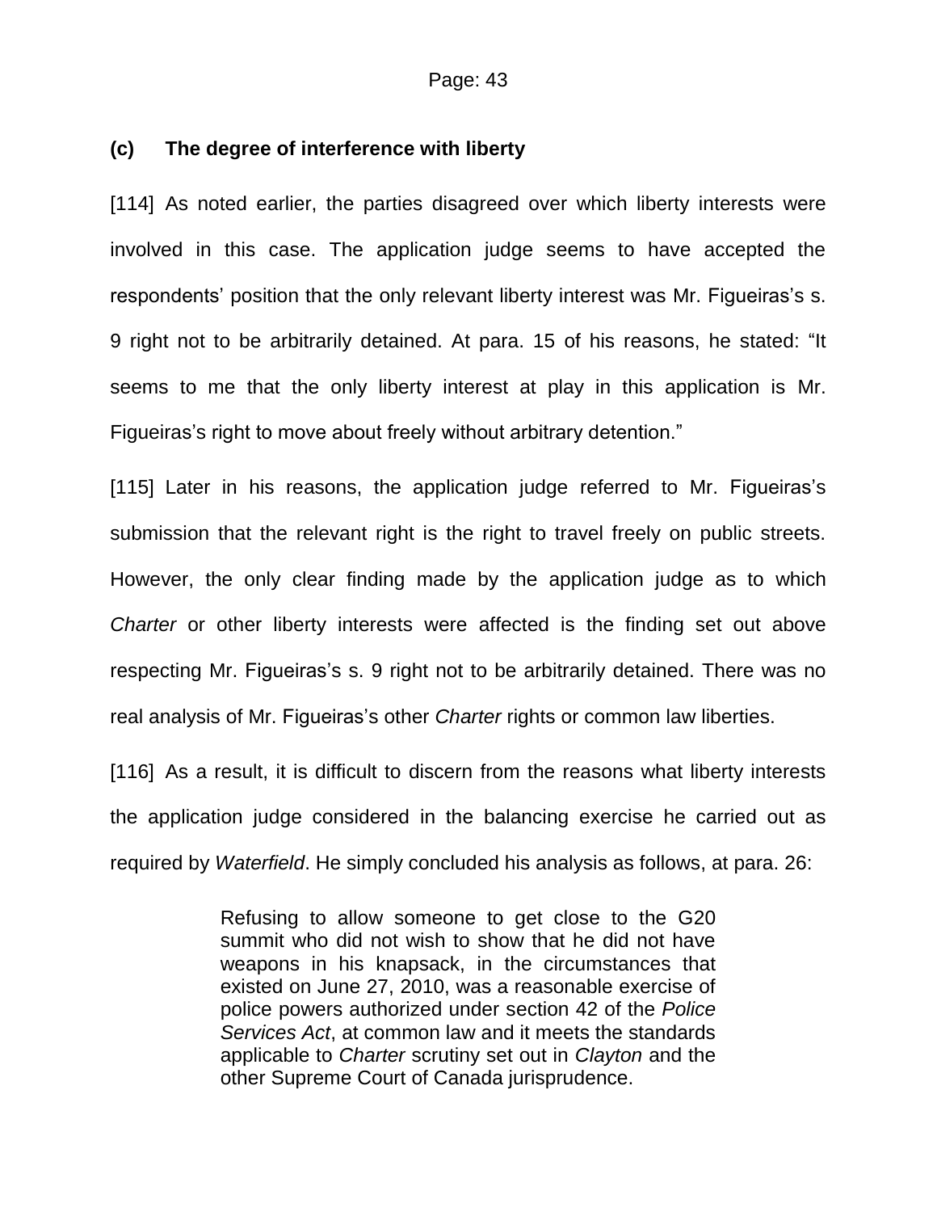### (c) The degree of interference with liberty

[114] As noted earlier, the parties disagreed over which liberty interests were involved in this case. The application judge seems to have accepted the respondents' position that the only relevant liberty interest was Mr. Figueiras's s. 9 right not to be arbitrarily detained. At para. 15 of his reasons, he stated: "It seems to me that the only liberty interest at play in this application is Mr. Figueiras's right to move about freely without arbitrary detention."

[115] Later in his reasons, the application judge referred to Mr. Figueiras's submission that the relevant right is the right to travel freely on public streets. However, the only clear finding made by the application judge as to which *Charter* or other liberty interests were affected is the finding set out above respecting Mr. Figueiras's s. 9 right not to be arbitrarily detained. There was no real analysis of Mr. Figueiras's other *Charter* rights or common law liberties.

[116] As a result, it is difficult to discern from the reasons what liberty interests the application judge considered in the balancing exercise he carried out as required by *Waterfield*. He simply concluded his analysis as follows, at para. 26:

> Refusing to allow someone to get close to the G20 summit who did not wish to show that he did not have weapons in his knapsack, in the circumstances that existed on June 27, 2010, was a reasonable exercise of police powers authorized under section 42 of the *Police Services Act*, at common law and it meets the standards applicable to *Charter* scrutiny set out in *Clayton* and the other Supreme Court of Canada jurisprudence.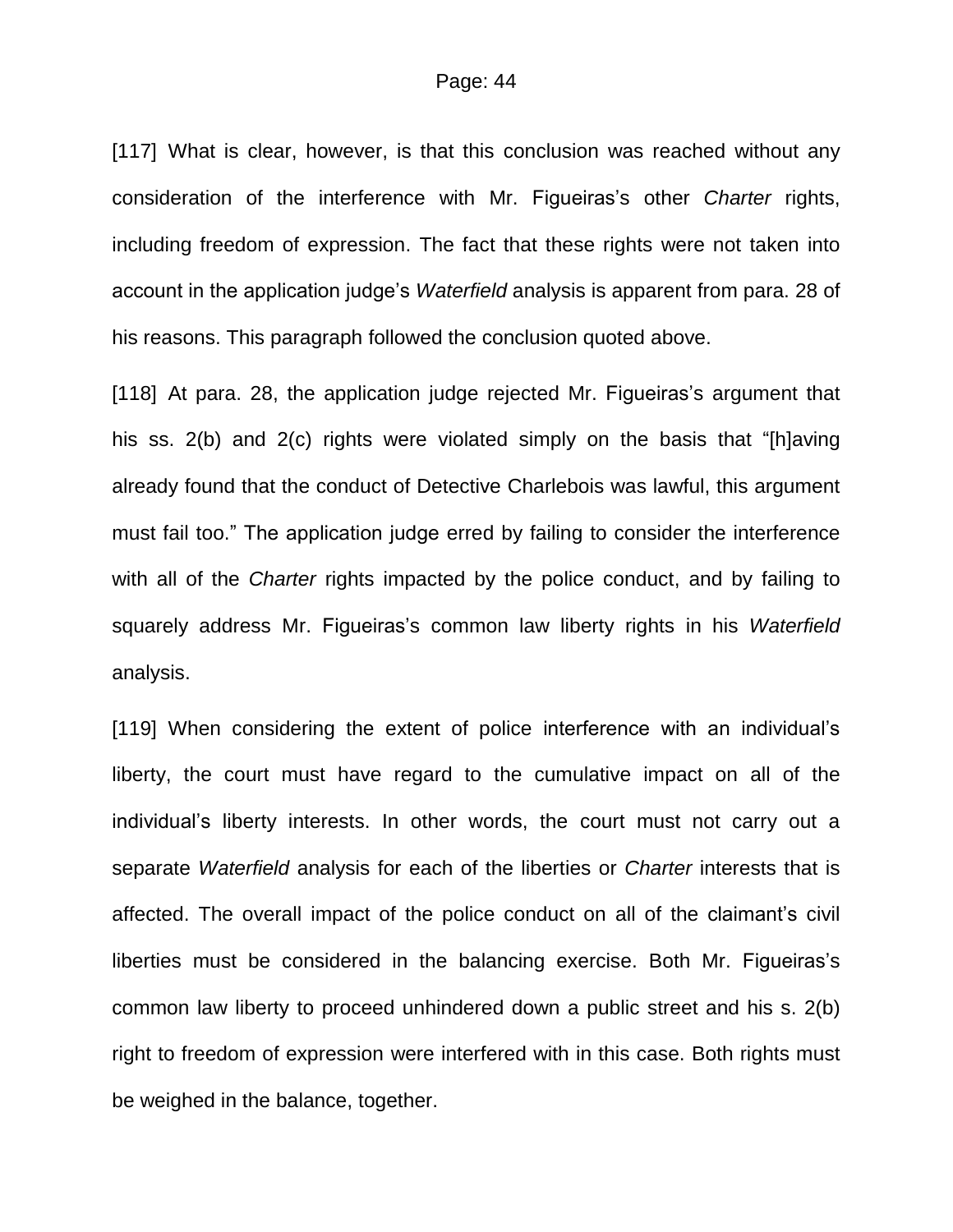[117] What is clear, however, is that this conclusion was reached without any consideration of the interference with Mr. Figueiras's other *Charter* rights, including freedom of expression. The fact that these rights were not taken into account in the application judge's *Waterfield* analysis is apparent from para. 28 of his reasons. This paragraph followed the conclusion quoted above.

[118] At para. 28, the application judge rejected Mr. Figueiras's argument that his ss. 2(b) and 2(c) rights were violated simply on the basis that "[h]aving already found that the conduct of Detective Charlebois was lawful, this argument must fail too." The application judge erred by failing to consider the interference with all of the *Charter* rights impacted by the police conduct, and by failing to squarely address Mr. Figueiras's common law liberty rights in his *Waterfield* analysis.

[119] When considering the extent of police interference with an individual's liberty, the court must have regard to the cumulative impact on all of the individual's liberty interests. In other words, the court must not carry out a separate *Waterfield* analysis for each of the liberties or *Charter* interests that is affected. The overall impact of the police conduct on all of the claimant's civil liberties must be considered in the balancing exercise. Both Mr. Figueiras's common law liberty to proceed unhindered down a public street and his s. 2(b) right to freedom of expression were interfered with in this case. Both rights must be weighed in the balance, together.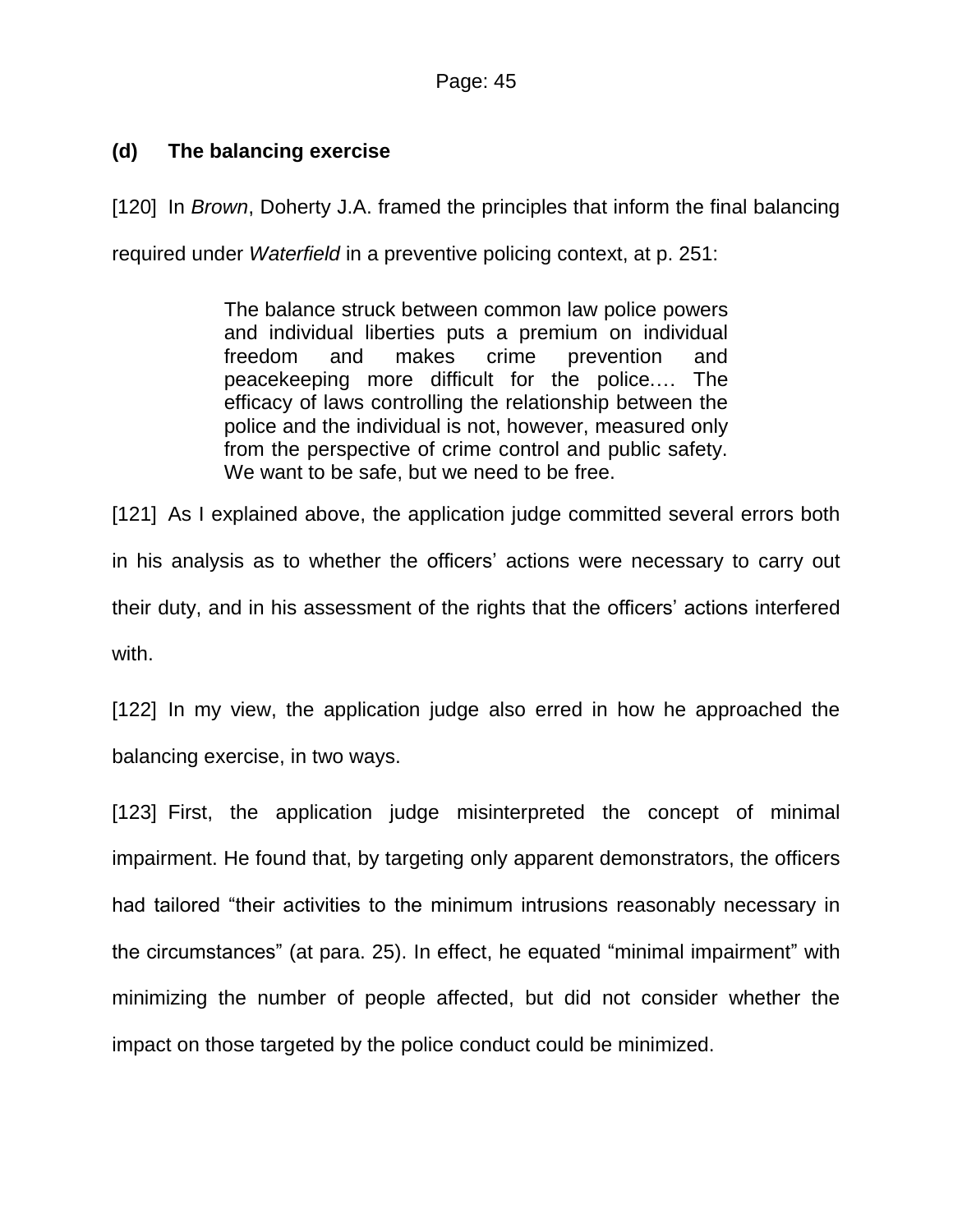### (d) The balancing exercise

[120] In *Brown*, Doherty J.A. framed the principles that inform the final balancing required under *Waterfield* in a preventive policing context, at p. 251:

> The balance struck between common law police powers and individual liberties puts a premium on individual freedom and makes crime prevention and peacekeeping more difficult for the police.… The efficacy of laws controlling the relationship between the police and the individual is not, however, measured only from the perspective of crime control and public safety. We want to be safe, but we need to be free.

[121] As I explained above, the application judge committed several errors both in his analysis as to whether the officers' actions were necessary to carry out their duty, and in his assessment of the rights that the officers' actions interfered with.

[122] In my view, the application judge also erred in how he approached the balancing exercise, in two ways.

[123] First, the application judge misinterpreted the concept of minimal impairment. He found that, by targeting only apparent demonstrators, the officers had tailored "their activities to the minimum intrusions reasonably necessary in the circumstances" (at para. 25). In effect, he equated "minimal impairment" with minimizing the number of people affected, but did not consider whether the impact on those targeted by the police conduct could be minimized.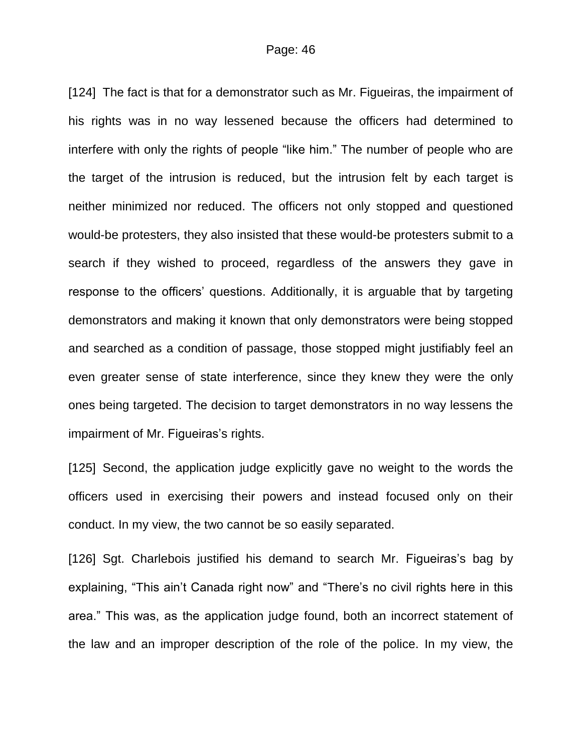[124] The fact is that for a demonstrator such as Mr. Figueiras, the impairment of his rights was in no way lessened because the officers had determined to interfere with only the rights of people “like him.” The number of people who are the target of the intrusion is reduced, but the intrusion felt by each target is neither minimized nor reduced. The officers not only stopped and questioned would-be protesters, they also insisted that these would-be protesters submit to a search if they wished to proceed, regardless of the answers they gave in response to the officers’ questions. Additionally, it is arguable that by targeting demonstrators and making it known that only demonstrators were being stopped and searched as a condition of passage, those stopped might justifiably feel an even greater sense of state interference, since they knew they were the only ones being targeted. The decision to target demonstrators in no way lessens the impairment of Mr. Figueiras’s rights.

[125] Second, the application judge explicitly gave no weight to the words the officers used in exercising their powers and instead focused only on their conduct. In my view, the two cannot be so easily separated.

[126] Sgt. Charlebois justified his demand to search Mr. Figueiras’s bag by explaining, “This ain’t Canada right now” and “There’s no civil rights here in this area.” This was, as the application judge found, both an incorrect statement of the law and an improper description of the role of the police. In my view, the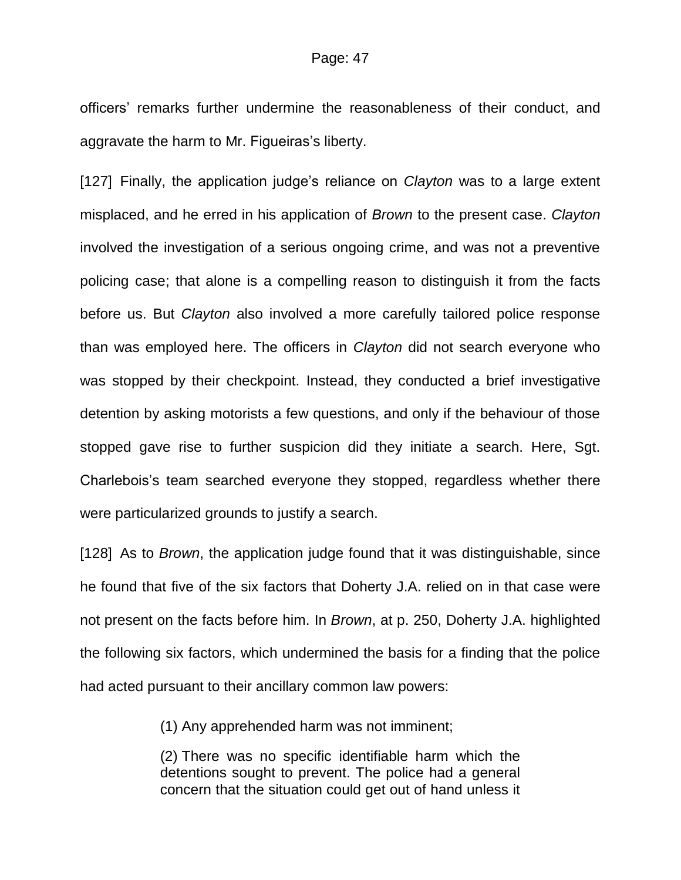officers' remarks further undermine the reasonableness of their conduct, and aggravate the harm to Mr. Figueiras's liberty.

[127] Finally, the application judge's reliance on *Clayton* was to a large extent misplaced, and he erred in his application of *Brown* to the present case. *Clayton* involved the investigation of a serious ongoing crime, and was not a preventive policing case; that alone is a compelling reason to distinguish it from the facts before us. But *Clayton* also involved a more carefully tailored police response than was employed here. The officers in *Clayton* did not search everyone who was stopped by their checkpoint. Instead, they conducted a brief investigative detention by asking motorists a few questions, and only if the behaviour of those stopped gave rise to further suspicion did they initiate a search. Here, Sgt. Charlebois's team searched everyone they stopped, regardless whether there were particularized grounds to justify a search.

[128] As to *Brown*, the application judge found that it was distinguishable, since he found that five of the six factors that Doherty J.A. relied on in that case were not present on the facts before him. In *Brown*, at p. 250, Doherty J.A. highlighted the following six factors, which undermined the basis for a finding that the police had acted pursuant to their ancillary common law powers:

> (1) Any apprehended harm was not imminent;
>
> (2) There was no specific identifiable harm which the detentions sought to prevent. The police had a general concern that the situation could get out of hand unless it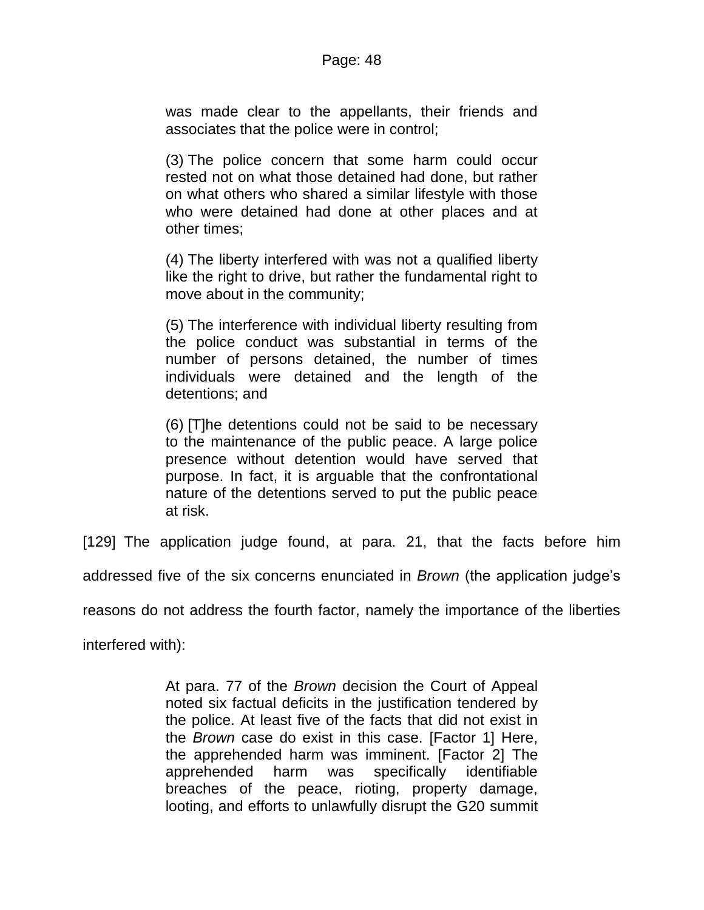> was made clear to the appellants, their friends and associates that the police were in control;
>
> (3) The police concern that some harm could occur rested not on what those detained had done, but rather on what others who shared a similar lifestyle with those who were detained had done at other places and at other times;
>
> (4) The liberty interfered with was not a qualified liberty like the right to drive, but rather the fundamental right to move about in the community;
>
> (5) The interference with individual liberty resulting from the police conduct was substantial in terms of the number of persons detained, the number of times individuals were detained and the length of the detentions; and
>
> (6) [T]he detentions could not be said to be necessary to the maintenance of the public peace. A large police presence without detention would have served that purpose. In fact, it is arguable that the confrontational nature of the detentions served to put the public peace at risk.

[129] The application judge found, at para. 21, that the facts before him addressed five of the six concerns enunciated in *Brown* (the application judge's reasons do not address the fourth factor, namely the importance of the liberties interfered with):

> At para. 77 of the *Brown* decision the Court of Appeal noted six factual deficits in the justification tendered by the police. At least five of the facts that did not exist in the *Brown* case do exist in this case. [Factor 1] Here, the apprehended harm was imminent. [Factor 2] The apprehended harm was specifically identifiable breaches of the peace, rioting, property damage, looting, and efforts to unlawfully disrupt the G20 summit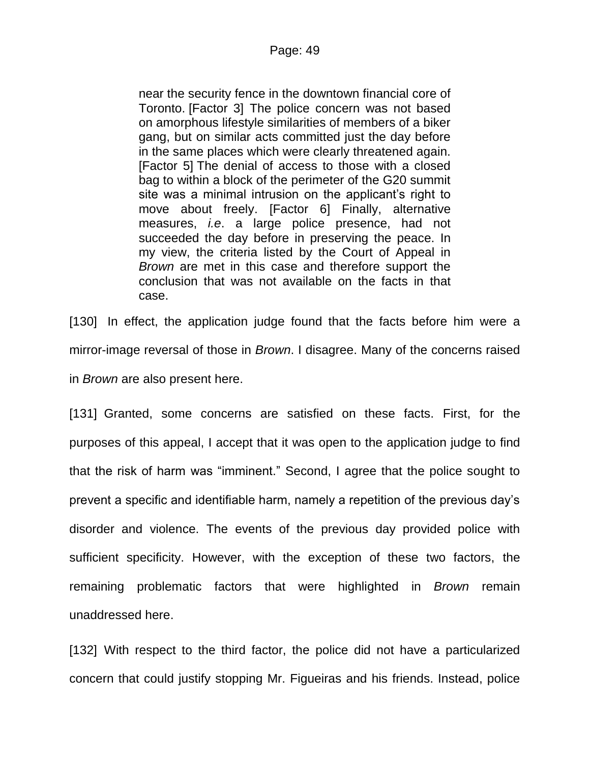> near the security fence in the downtown financial core of Toronto. [Factor 3] The police concern was not based on amorphous lifestyle similarities of members of a biker gang, but on similar acts committed just the day before in the same places which were clearly threatened again. [Factor 5] The denial of access to those with a closed bag to within a block of the perimeter of the G20 summit site was a minimal intrusion on the applicant's right to move about freely. [Factor 6] Finally, alternative measures, *i.e*. a large police presence, had not succeeded the day before in preserving the peace. In my view, the criteria listed by the Court of Appeal in *Brown* are met in this case and therefore support the conclusion that was not available on the facts in that case.

[130] In effect, the application judge found that the facts before him were a mirror-image reversal of those in *Brown*. I disagree. Many of the concerns raised in *Brown* are also present here.

[131] Granted, some concerns are satisfied on these facts. First, for the purposes of this appeal, I accept that it was open to the application judge to find that the risk of harm was "imminent." Second, I agree that the police sought to prevent a specific and identifiable harm, namely a repetition of the previous day's disorder and violence. The events of the previous day provided police with sufficient specificity. However, with the exception of these two factors, the remaining problematic factors that were highlighted in *Brown* remain unaddressed here.

[132] With respect to the third factor, the police did not have a particularized concern that could justify stopping Mr. Figueiras and his friends. Instead, police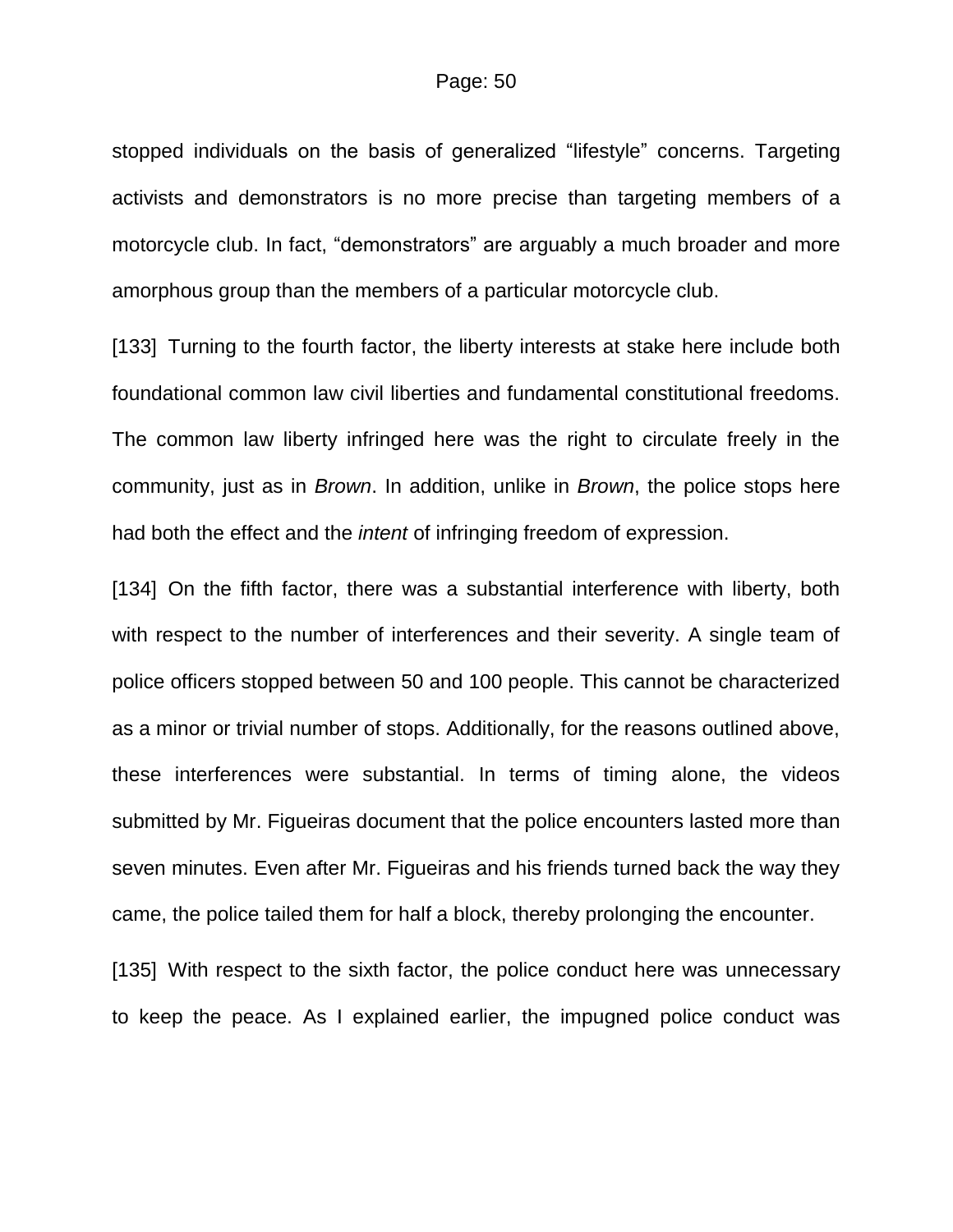stopped individuals on the basis of generalized “lifestyle” concerns. Targeting activists and demonstrators is no more precise than targeting members of a motorcycle club. In fact, “demonstrators” are arguably a much broader and more amorphous group than the members of a particular motorcycle club.

[133] Turning to the fourth factor, the liberty interests at stake here include both foundational common law civil liberties and fundamental constitutional freedoms. The common law liberty infringed here was the right to circulate freely in the community, just as in *Brown*. In addition, unlike in *Brown*, the police stops here had both the effect and the *intent* of infringing freedom of expression.

[134] On the fifth factor, there was a substantial interference with liberty, both with respect to the number of interferences and their severity. A single team of police officers stopped between 50 and 100 people. This cannot be characterized as a minor or trivial number of stops. Additionally, for the reasons outlined above, these interferences were substantial. In terms of timing alone, the videos submitted by Mr. Figueiras document that the police encounters lasted more than seven minutes. Even after Mr. Figueiras and his friends turned back the way they came, the police tailed them for half a block, thereby prolonging the encounter.

[135] With respect to the sixth factor, the police conduct here was unnecessary to keep the peace. As I explained earlier, the impugned police conduct was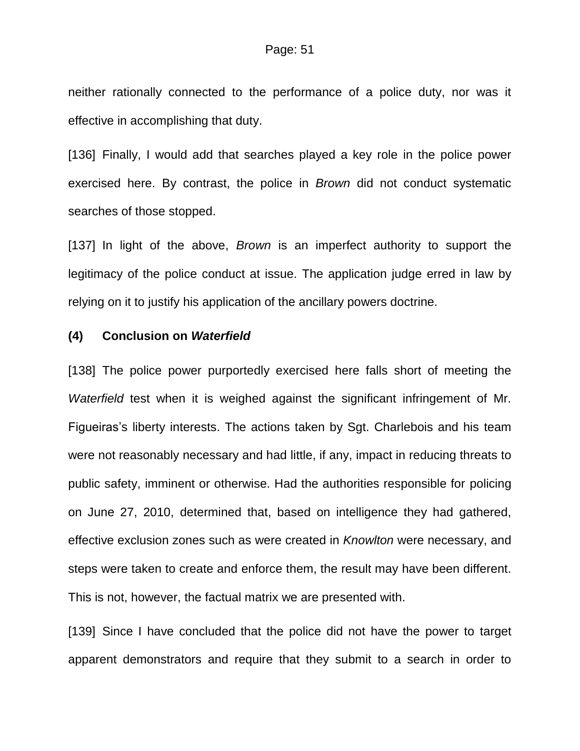neither rationally connected to the performance of a police duty, nor was it effective in accomplishing that duty.

[136] Finally, I would add that searches played a key role in the police power exercised here. By contrast, the police in *Brown* did not conduct systematic searches of those stopped.

[137] In light of the above, *Brown* is an imperfect authority to support the legitimacy of the police conduct at issue. The application judge erred in law by relying on it to justify his application of the ancillary powers doctrine.

**(4) Conclusion on *Waterfield***

[138] The police power purportedly exercised here falls short of meeting the *Waterfield* test when it is weighed against the significant infringement of Mr. Figueiras's liberty interests. The actions taken by Sgt. Charlebois and his team were not reasonably necessary and had little, if any, impact in reducing threats to public safety, imminent or otherwise. Had the authorities responsible for policing on June 27, 2010, determined that, based on intelligence they had gathered, effective exclusion zones such as were created in *Knowlton* were necessary, and steps were taken to create and enforce them, the result may have been different. This is not, however, the factual matrix we are presented with.

[139] Since I have concluded that the police did not have the power to target apparent demonstrators and require that they submit to a search in order to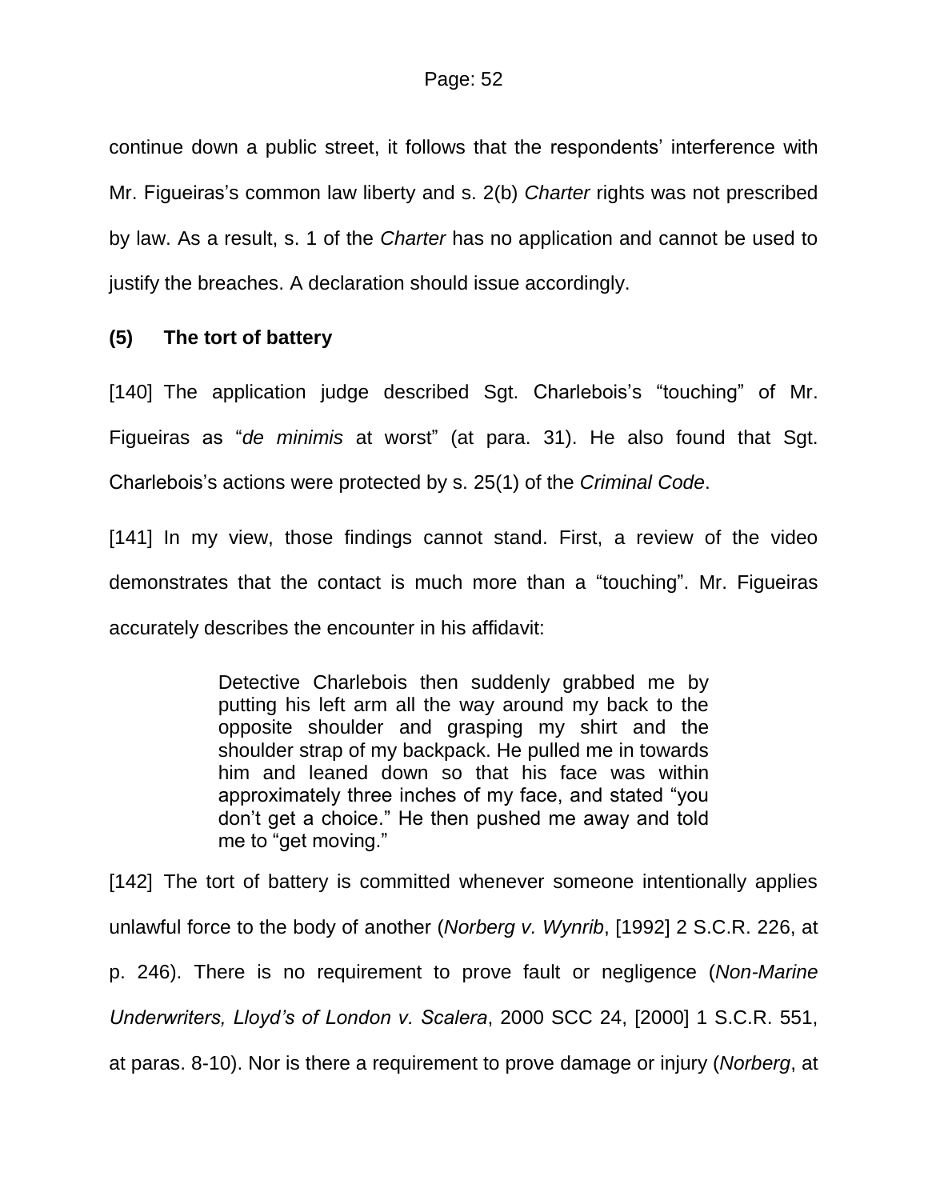continue down a public street, it follows that the respondents' interference with Mr. Figueiras's common law liberty and s. 2(b) *Charter* rights was not prescribed by law. As a result, s. 1 of the *Charter* has no application and cannot be used to justify the breaches. A declaration should issue accordingly.

**(5) The tort of battery**

[140] The application judge described Sgt. Charlebois's "touching" of Mr. Figueiras as "*de minimis* at worst" (at para. 31). He also found that Sgt. Charlebois's actions were protected by s. 25(1) of the *Criminal Code*.

[141] In my view, those findings cannot stand. First, a review of the video demonstrates that the contact is much more than a "touching". Mr. Figueiras accurately describes the encounter in his affidavit:

> Detective Charlebois then suddenly grabbed me by putting his left arm all the way around my back to the opposite shoulder and grasping my shirt and the shoulder strap of my backpack. He pulled me in towards him and leaned down so that his face was within approximately three inches of my face, and stated "you don't get a choice." He then pushed me away and told me to "get moving."

[142] The tort of battery is committed whenever someone intentionally applies unlawful force to the body of another (*Norberg v. Wynrib*, [1992] 2 S.C.R. 226, at p. 246). There is no requirement to prove fault or negligence (*Non-Marine Underwriters, Lloyd's of London v. Scalera*, 2000 SCC 24, [2000] 1 S.C.R. 551, at paras. 8-10). Nor is there a requirement to prove damage or injury (*Norberg*, at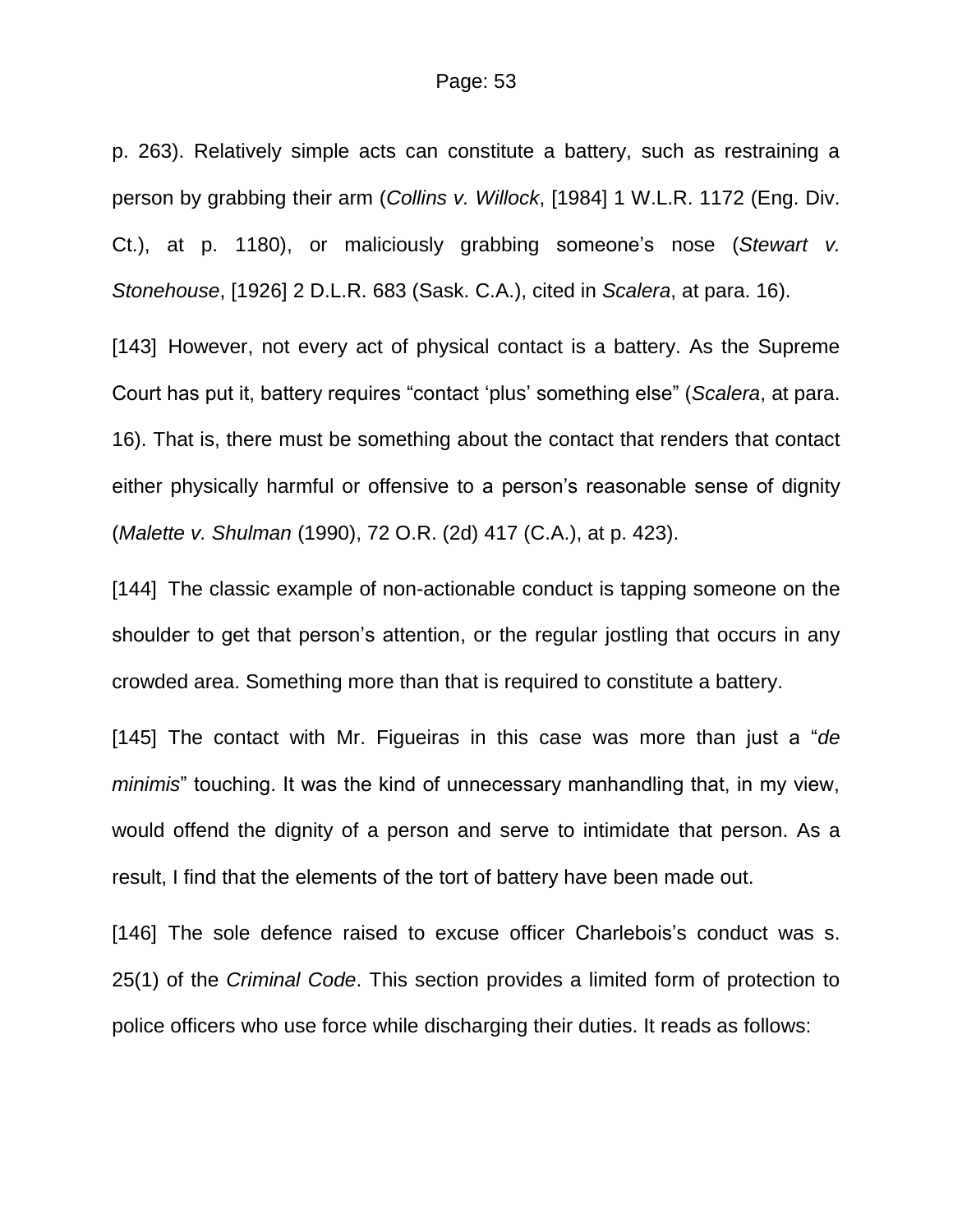p. 263). Relatively simple acts can constitute a battery, such as restraining a person by grabbing their arm (*Collins v. Willock*, [1984] 1 W.L.R. 1172 (Eng. Div. Ct.), at p. 1180), or maliciously grabbing someone's nose (*Stewart v. Stonehouse*, [1926] 2 D.L.R. 683 (Sask. C.A.), cited in *Scalera*, at para. 16).

[143] However, not every act of physical contact is a battery. As the Supreme Court has put it, battery requires "contact 'plus' something else" (*Scalera*, at para. 16). That is, there must be something about the contact that renders that contact either physically harmful or offensive to a person's reasonable sense of dignity (*Malette v. Shulman* (1990), 72 O.R. (2d) 417 (C.A.), at p. 423).

[144] The classic example of non-actionable conduct is tapping someone on the shoulder to get that person's attention, or the regular jostling that occurs in any crowded area. Something more than that is required to constitute a battery.

[145] The contact with Mr. Figueiras in this case was more than just a "*de minimis*" touching. It was the kind of unnecessary manhandling that, in my view, would offend the dignity of a person and serve to intimidate that person. As a result, I find that the elements of the tort of battery have been made out.

[146] The sole defence raised to excuse officer Charlebois's conduct was s. 25(1) of the *Criminal Code*. This section provides a limited form of protection to police officers who use force while discharging their duties. It reads as follows: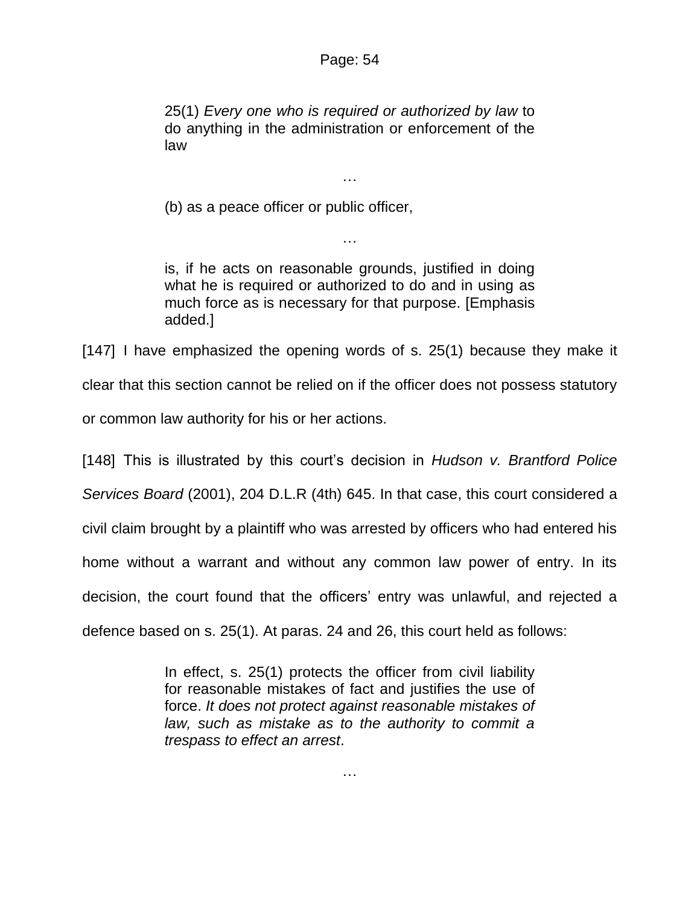> 25(1) *Every one who is required or authorized by law* to do anything in the administration or enforcement of the law
>
> …
>
> (b) as a peace officer or public officer,
>
> …
>
> is, if he acts on reasonable grounds, justified in doing what he is required or authorized to do and in using as much force as is necessary for that purpose. [Emphasis added.]

[147] I have emphasized the opening words of s. 25(1) because they make it clear that this section cannot be relied on if the officer does not possess statutory or common law authority for his or her actions.

[148] This is illustrated by this court's decision in *Hudson v. Brantford Police Services Board* (2001), 204 D.L.R (4th) 645. In that case, this court considered a civil claim brought by a plaintiff who was arrested by officers who had entered his home without a warrant and without any common law power of entry. In its decision, the court found that the officers' entry was unlawful, and rejected a defence based on s. 25(1). At paras. 24 and 26, this court held as follows:

> In effect, s. 25(1) protects the officer from civil liability for reasonable mistakes of fact and justifies the use of force. *It does not protect against reasonable mistakes of law, such as mistake as to the authority to commit a trespass to effect an arrest*.
>
> …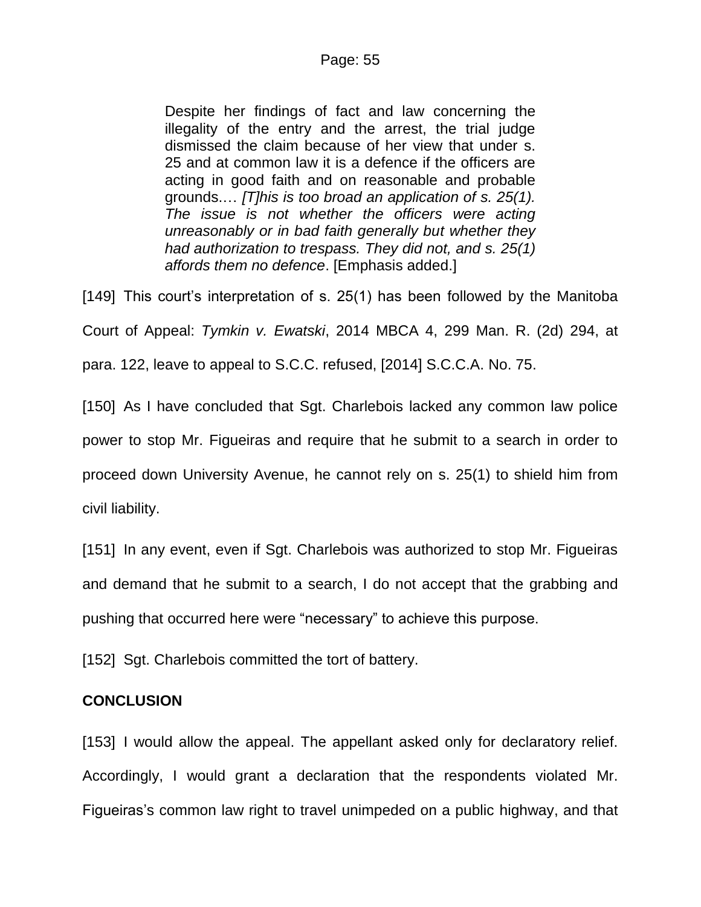> Despite her findings of fact and law concerning the illegality of the entry and the arrest, the trial judge dismissed the claim because of her view that under s. 25 and at common law it is a defence if the officers are acting in good faith and on reasonable and probable grounds.… *[T]his is too broad an application of s. 25(1). The issue is not whether the officers were acting unreasonably or in bad faith generally but whether they had authorization to trespass. They did not, and s. 25(1) affords them no defence*. [Emphasis added.]

[149] This court's interpretation of s. 25(1) has been followed by the Manitoba Court of Appeal: *Tymkin v. Ewatski*, 2014 MBCA 4, 299 Man. R. (2d) 294, at para. 122, leave to appeal to S.C.C. refused, [2014] S.C.C.A. No. 75.

[150] As I have concluded that Sgt. Charlebois lacked any common law police power to stop Mr. Figueiras and require that he submit to a search in order to proceed down University Avenue, he cannot rely on s. 25(1) to shield him from civil liability.

[151] In any event, even if Sgt. Charlebois was authorized to stop Mr. Figueiras and demand that he submit to a search, I do not accept that the grabbing and pushing that occurred here were "necessary" to achieve this purpose.

[152] Sgt. Charlebois committed the tort of battery.

## CONCLUSION

[153] I would allow the appeal. The appellant asked only for declaratory relief. Accordingly, I would grant a declaration that the respondents violated Mr. Figueiras's common law right to travel unimpeded on a public highway, and that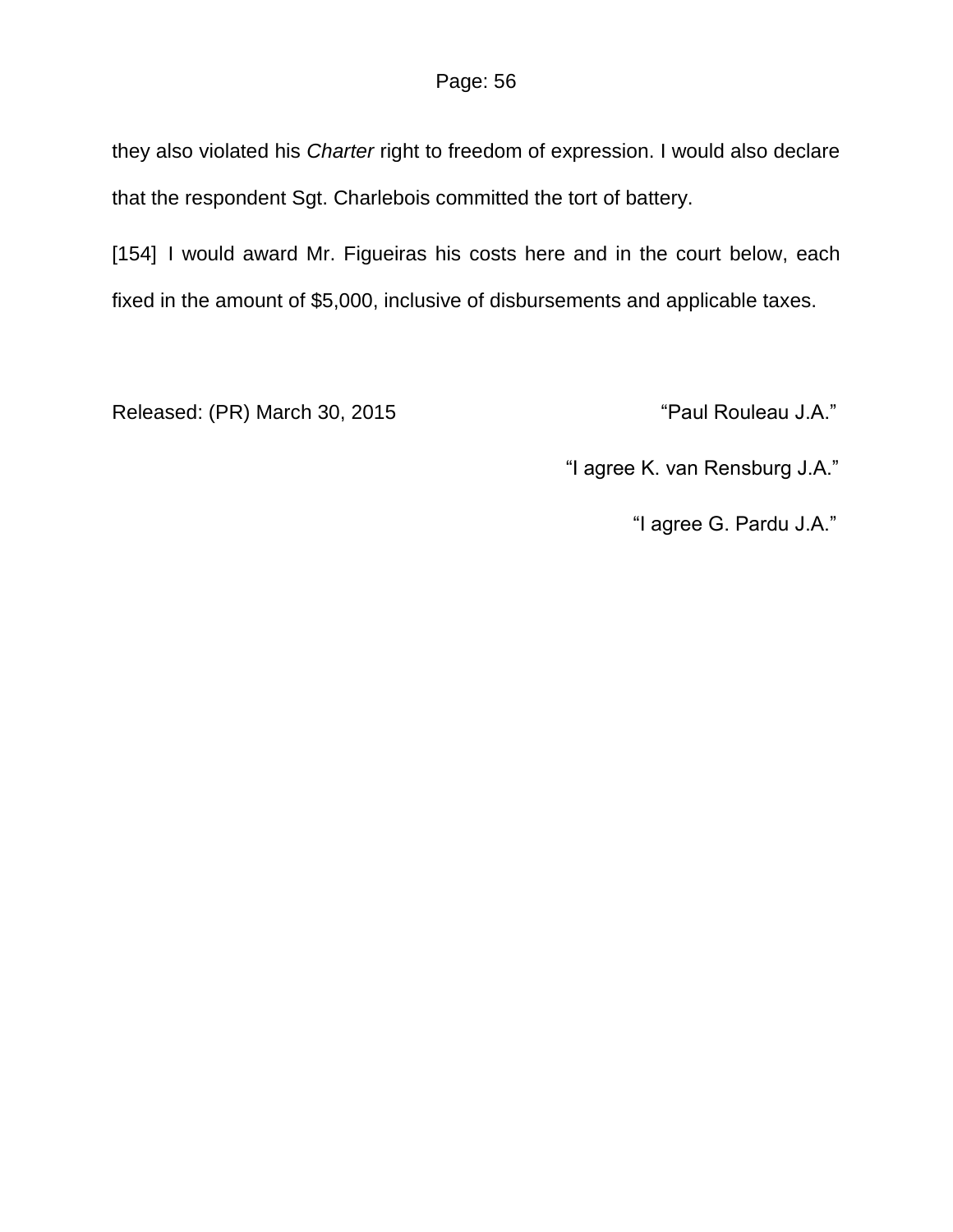they also violated his *Charter* right to freedom of expression. I would also declare that the respondent Sgt. Charlebois committed the tort of battery.

[154] I would award Mr. Figueiras his costs here and in the court below, each fixed in the amount of $5,000, inclusive of disbursements and applicable taxes.

Released: (PR) March 30, 2015

"Paul Rouleau J.A."

"I agree K. van Rensburg J.A."

"I agree G. Pardu J.A."